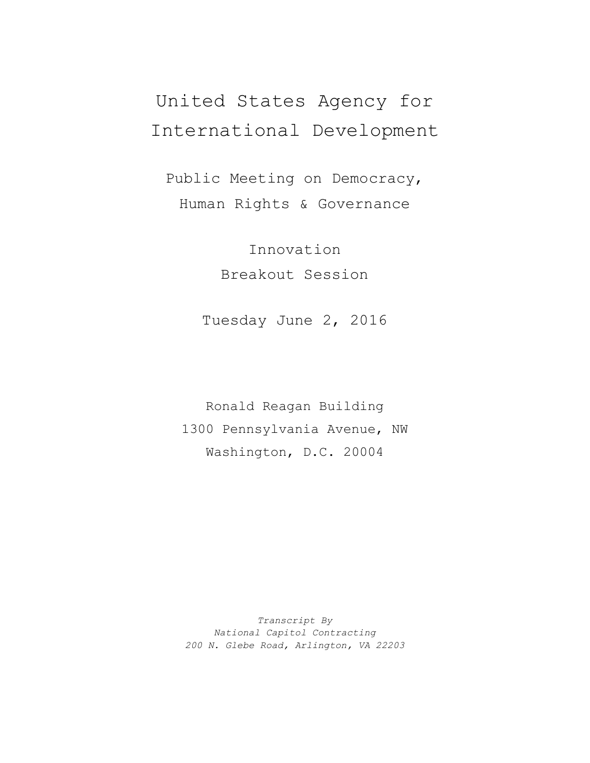# United States Agency for International Development

## Public Meeting on Democracy, Human Rights & Governance

### Innovation
### Breakout Session

Tuesday June 2, 2016

Ronald Reagan Building
1300 Pennsylvania Avenue, NW
Washington, D.C. 20004

*Transcript By*
*National Capitol Contracting*
*200 N. Glebe Road, Arlington, VA 22203*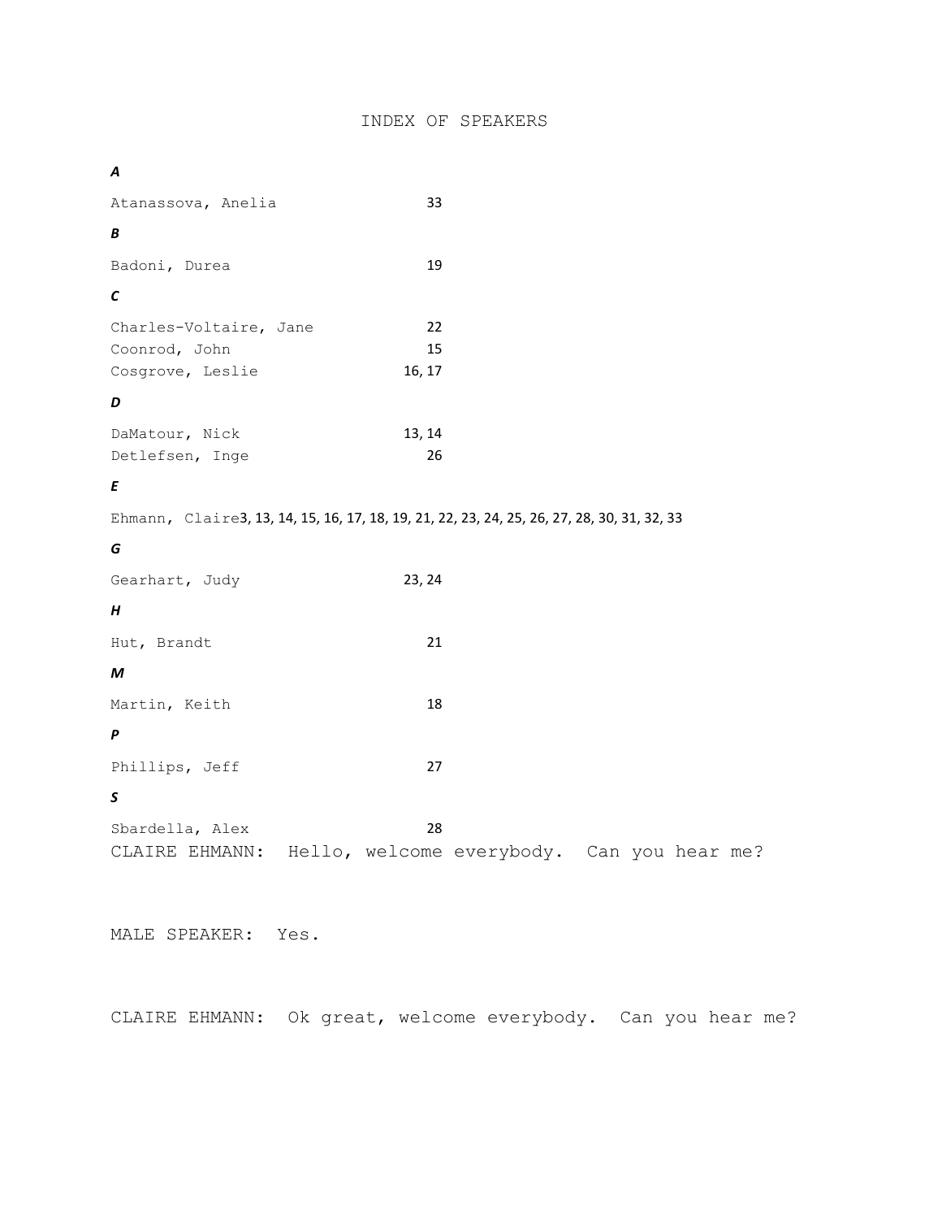# INDEX OF SPEAKERS

***A***

Atanassova, Anelia 33

***B***

Badoni, Durea 19

***C***

Charles-Voltaire, Jane 22
Coonrod, John 15
Cosgrove, Leslie 16, 17

***D***

DaMatour, Nick 13, 14
Detlefsen, Inge 26

***E***

Ehmann, Claire 3, 13, 14, 15, 16, 17, 18, 19, 21, 22, 23, 24, 25, 26, 27, 28, 30, 31, 32, 33

***G***

Gearhart, Judy 23, 24

***H***

Hut, Brandt 21

***M***

Martin, Keith 18

***P***

Phillips, Jeff 27

***S***

Sbardella, Alex 28

CLAIRE EHMANN: Hello, welcome everybody. Can you hear me?

MALE SPEAKER: Yes.

CLAIRE EHMANN: Ok great, welcome everybody. Can you hear me?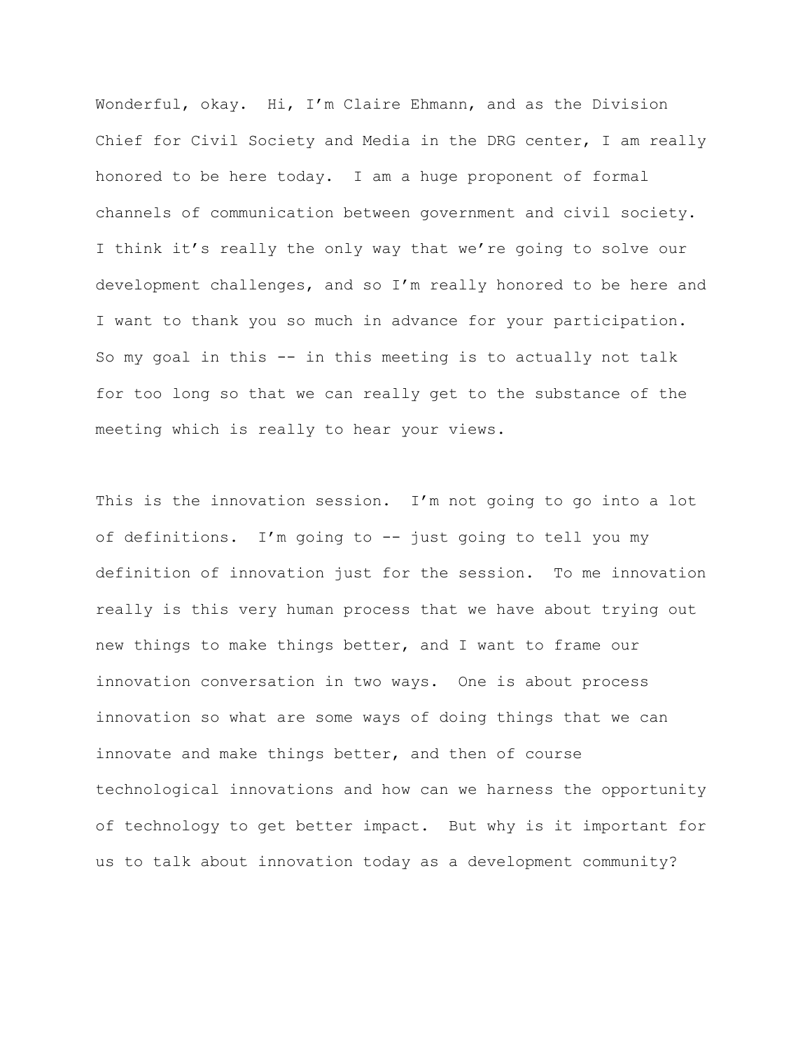Wonderful, okay. Hi, I'm Claire Ehmann, and as the Division Chief for Civil Society and Media in the DRG center, I am really honored to be here today. I am a huge proponent of formal channels of communication between government and civil society. I think it's really the only way that we're going to solve our development challenges, and so I'm really honored to be here and I want to thank you so much in advance for your participation. So my goal in this -- in this meeting is to actually not talk for too long so that we can really get to the substance of the meeting which is really to hear your views.

This is the innovation session. I'm not going to go into a lot of definitions. I'm going to -- just going to tell you my definition of innovation just for the session. To me innovation really is this very human process that we have about trying out new things to make things better, and I want to frame our innovation conversation in two ways. One is about process innovation so what are some ways of doing things that we can innovate and make things better, and then of course technological innovations and how can we harness the opportunity of technology to get better impact. But why is it important for us to talk about innovation today as a development community?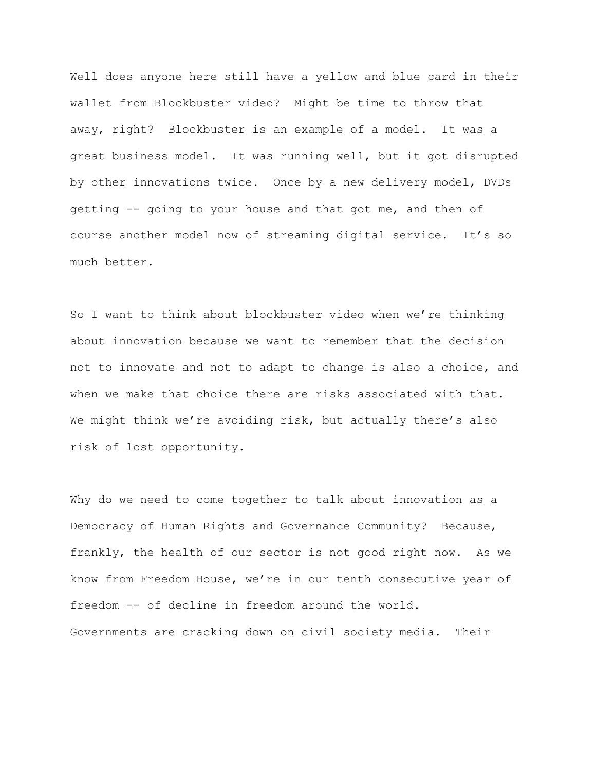Well does anyone here still have a yellow and blue card in their wallet from Blockbuster video? Might be time to throw that away, right? Blockbuster is an example of a model. It was a great business model. It was running well, but it got disrupted by other innovations twice. Once by a new delivery model, DVDs getting -- going to your house and that got me, and then of course another model now of streaming digital service. It's so much better.

So I want to think about blockbuster video when we're thinking about innovation because we want to remember that the decision not to innovate and not to adapt to change is also a choice, and when we make that choice there are risks associated with that. We might think we're avoiding risk, but actually there's also risk of lost opportunity.

Why do we need to come together to talk about innovation as a Democracy of Human Rights and Governance Community? Because, frankly, the health of our sector is not good right now. As we know from Freedom House, we're in our tenth consecutive year of freedom -- of decline in freedom around the world. Governments are cracking down on civil society media. Their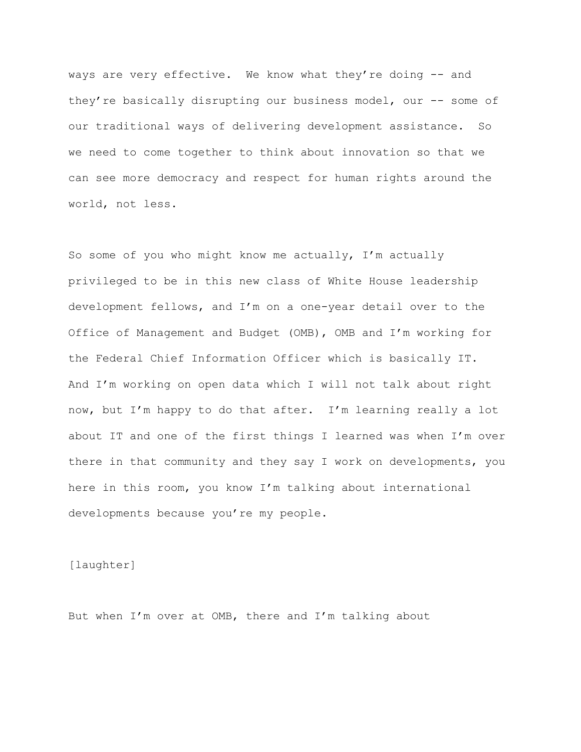ways are very effective. We know what they're doing -- and they're basically disrupting our business model, our -- some of our traditional ways of delivering development assistance. So we need to come together to think about innovation so that we can see more democracy and respect for human rights around the world, not less.

So some of you who might know me actually, I'm actually privileged to be in this new class of White House leadership development fellows, and I'm on a one-year detail over to the Office of Management and Budget (OMB), OMB and I'm working for the Federal Chief Information Officer which is basically IT. And I'm working on open data which I will not talk about right now, but I'm happy to do that after. I'm learning really a lot about IT and one of the first things I learned was when I'm over there in that community and they say I work on developments, you here in this room, you know I'm talking about international developments because you're my people.

[laughter]

But when I'm over at OMB, there and I'm talking about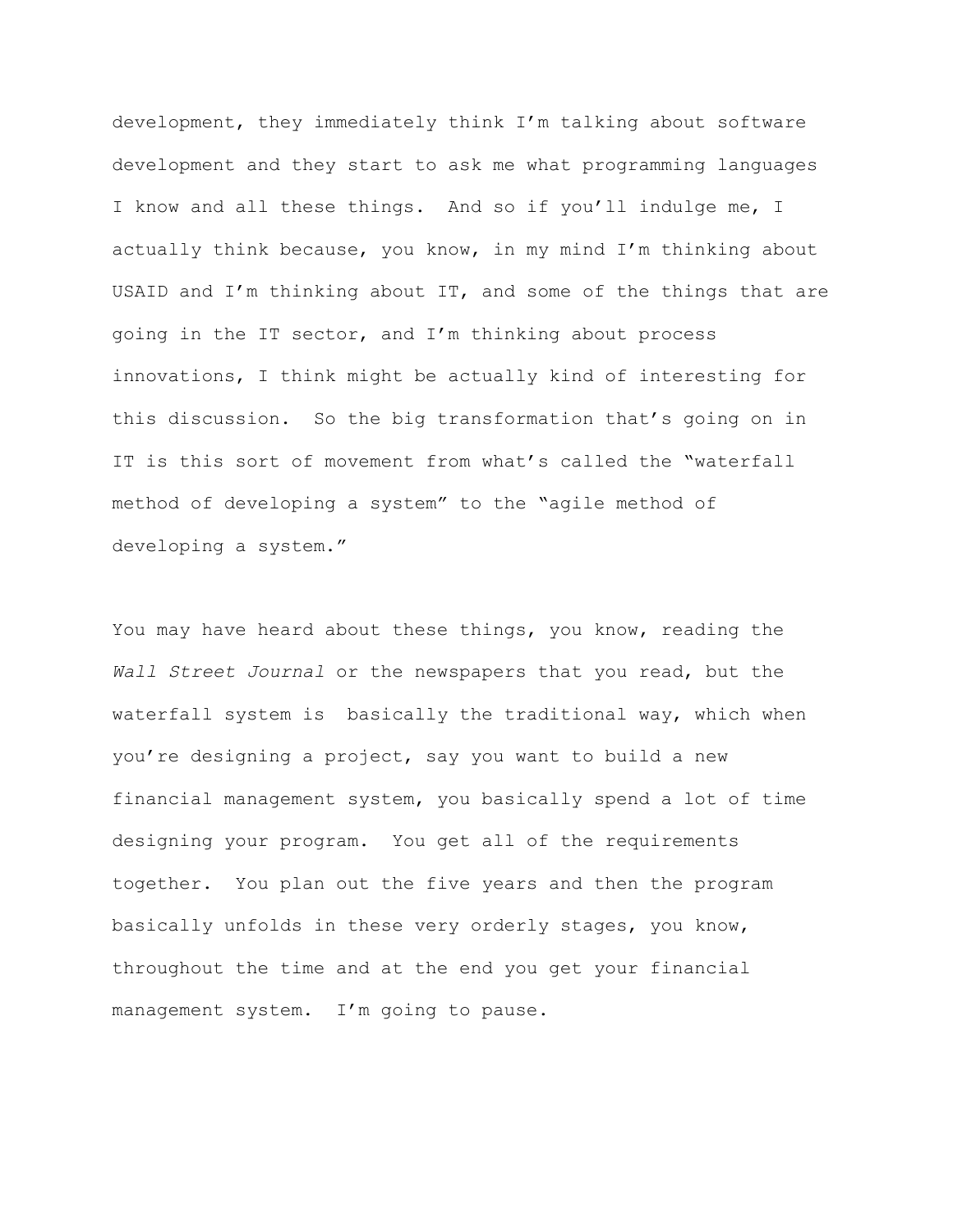development, they immediately think I'm talking about software development and they start to ask me what programming languages I know and all these things. And so if you'll indulge me, I actually think because, you know, in my mind I'm thinking about USAID and I'm thinking about IT, and some of the things that are going in the IT sector, and I'm thinking about process innovations, I think might be actually kind of interesting for this discussion. So the big transformation that's going on in IT is this sort of movement from what's called the "waterfall method of developing a system" to the "agile method of developing a system."

You may have heard about these things, you know, reading the *Wall Street Journal* or the newspapers that you read, but the waterfall system is basically the traditional way, which when you're designing a project, say you want to build a new financial management system, you basically spend a lot of time designing your program. You get all of the requirements together. You plan out the five years and then the program basically unfolds in these very orderly stages, you know, throughout the time and at the end you get your financial management system. I'm going to pause.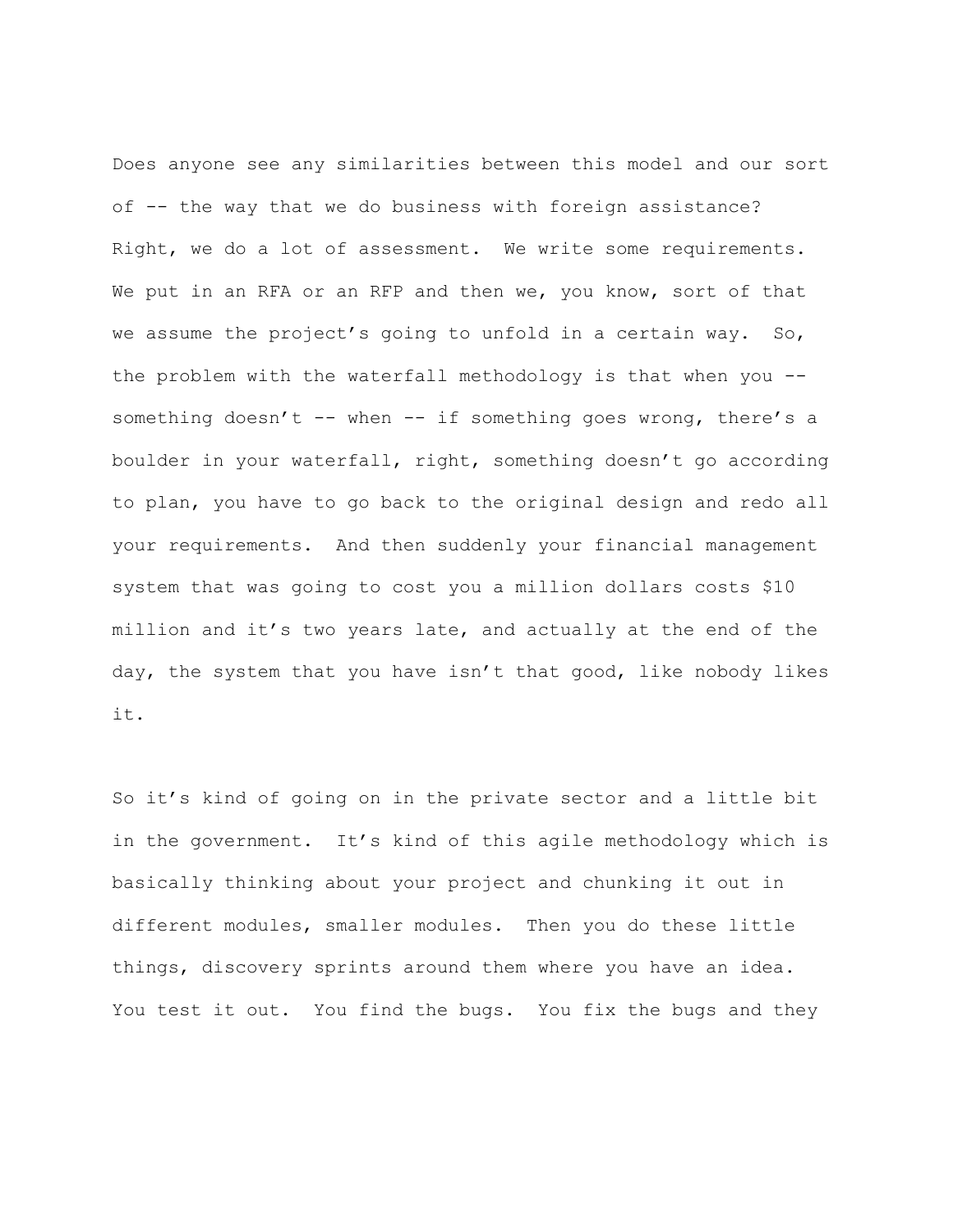Does anyone see any similarities between this model and our sort of -- the way that we do business with foreign assistance? Right, we do a lot of assessment. We write some requirements. We put in an RFA or an RFP and then we, you know, sort of that we assume the project's going to unfold in a certain way. So, the problem with the waterfall methodology is that when you -- something doesn't -- when -- if something goes wrong, there's a boulder in your waterfall, right, something doesn't go according to plan, you have to go back to the original design and redo all your requirements. And then suddenly your financial management system that was going to cost you a million dollars costs $10 million and it's two years late, and actually at the end of the day, the system that you have isn't that good, like nobody likes it.

So it's kind of going on in the private sector and a little bit in the government. It's kind of this agile methodology which is basically thinking about your project and chunking it out in different modules, smaller modules. Then you do these little things, discovery sprints around them where you have an idea. You test it out. You find the bugs. You fix the bugs and they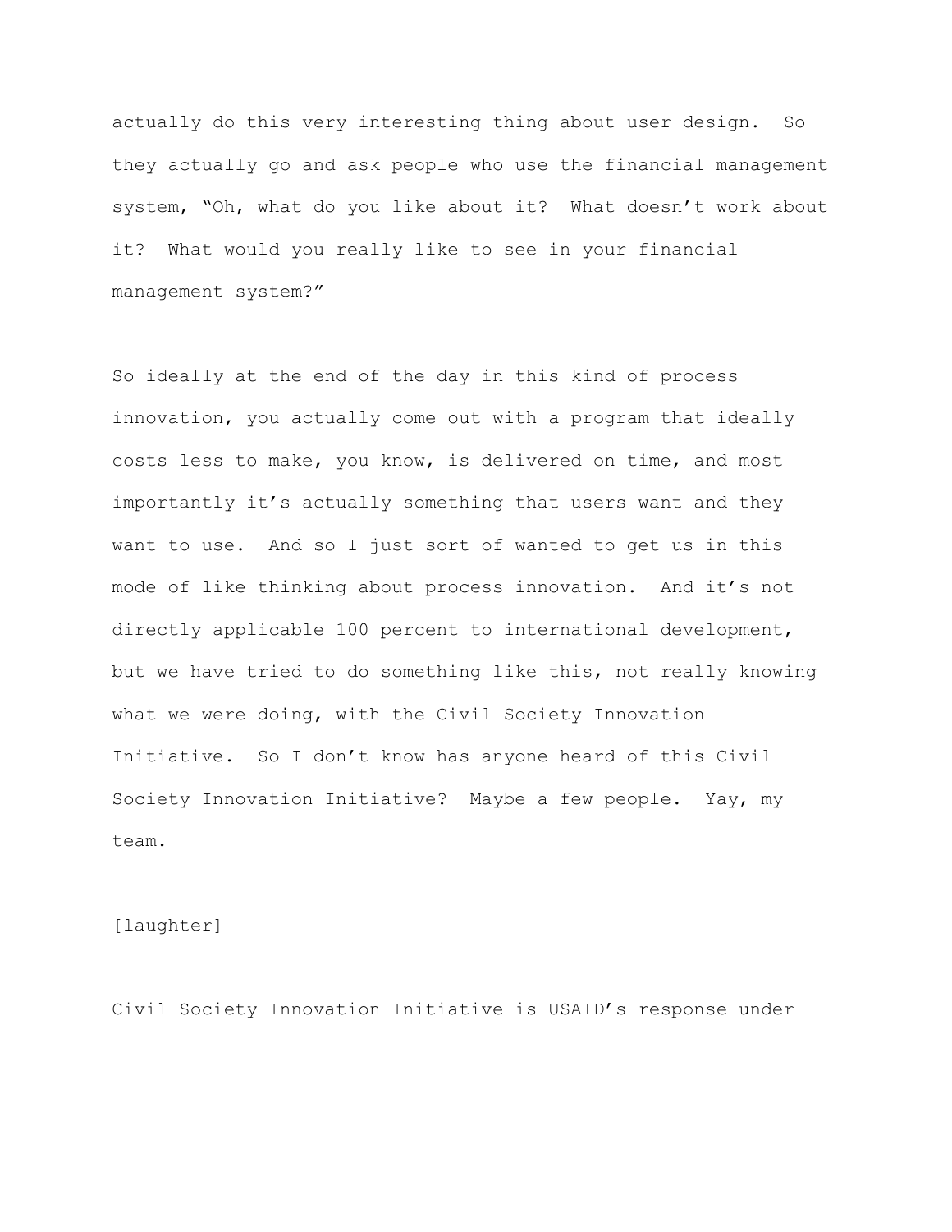actually do this very interesting thing about user design. So they actually go and ask people who use the financial management system, "Oh, what do you like about it? What doesn't work about it? What would you really like to see in your financial management system?"

So ideally at the end of the day in this kind of process innovation, you actually come out with a program that ideally costs less to make, you know, is delivered on time, and most importantly it's actually something that users want and they want to use. And so I just sort of wanted to get us in this mode of like thinking about process innovation. And it's not directly applicable 100 percent to international development, but we have tried to do something like this, not really knowing what we were doing, with the Civil Society Innovation Initiative. So I don't know has anyone heard of this Civil Society Innovation Initiative? Maybe a few people. Yay, my team.

[laughter]

Civil Society Innovation Initiative is USAID's response under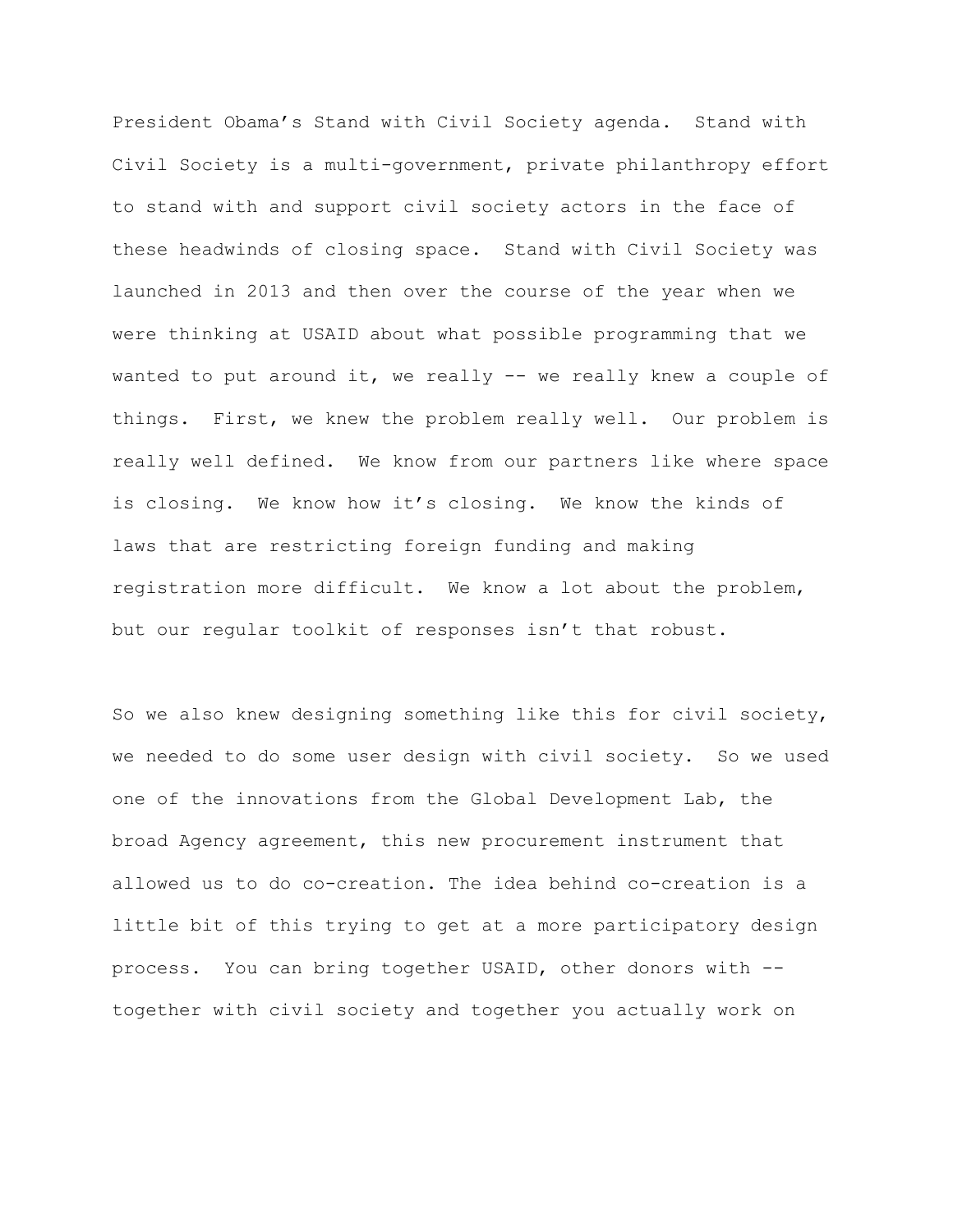President Obama's Stand with Civil Society agenda. Stand with Civil Society is a multi-government, private philanthropy effort to stand with and support civil society actors in the face of these headwinds of closing space. Stand with Civil Society was launched in 2013 and then over the course of the year when we were thinking at USAID about what possible programming that we wanted to put around it, we really -- we really knew a couple of things. First, we knew the problem really well. Our problem is really well defined. We know from our partners like where space is closing. We know how it's closing. We know the kinds of laws that are restricting foreign funding and making registration more difficult. We know a lot about the problem, but our regular toolkit of responses isn't that robust.

So we also knew designing something like this for civil society, we needed to do some user design with civil society. So we used one of the innovations from the Global Development Lab, the broad Agency agreement, this new procurement instrument that allowed us to do co-creation. The idea behind co-creation is a little bit of this trying to get at a more participatory design process. You can bring together USAID, other donors with -- together with civil society and together you actually work on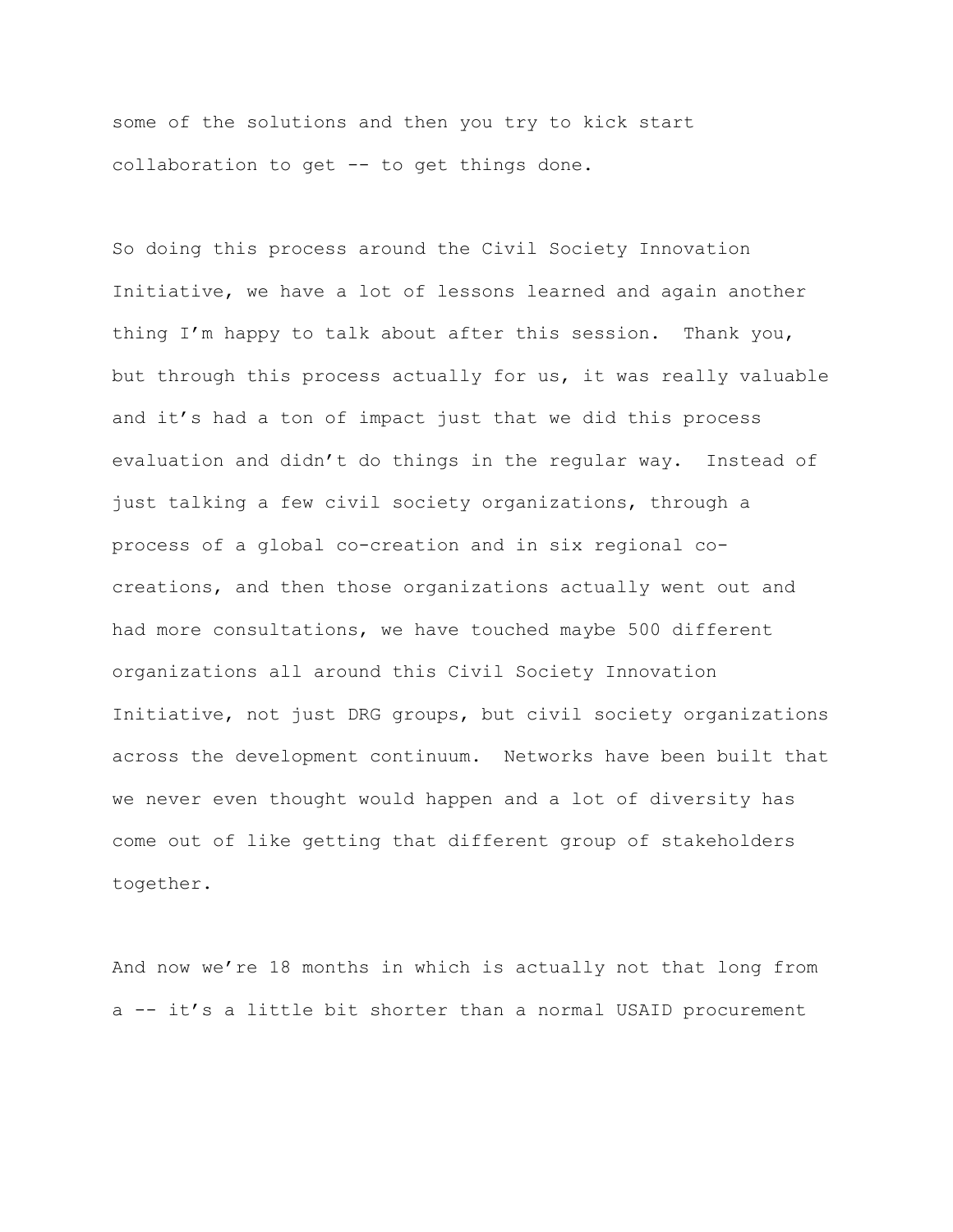some of the solutions and then you try to kick start collaboration to get -- to get things done.

So doing this process around the Civil Society Innovation Initiative, we have a lot of lessons learned and again another thing I'm happy to talk about after this session. Thank you, but through this process actually for us, it was really valuable and it's had a ton of impact just that we did this process evaluation and didn't do things in the regular way. Instead of just talking a few civil society organizations, through a process of a global co-creation and in six regional co-creations, and then those organizations actually went out and had more consultations, we have touched maybe 500 different organizations all around this Civil Society Innovation Initiative, not just DRG groups, but civil society organizations across the development continuum. Networks have been built that we never even thought would happen and a lot of diversity has come out of like getting that different group of stakeholders together.

And now we're 18 months in which is actually not that long from a -- it's a little bit shorter than a normal USAID procurement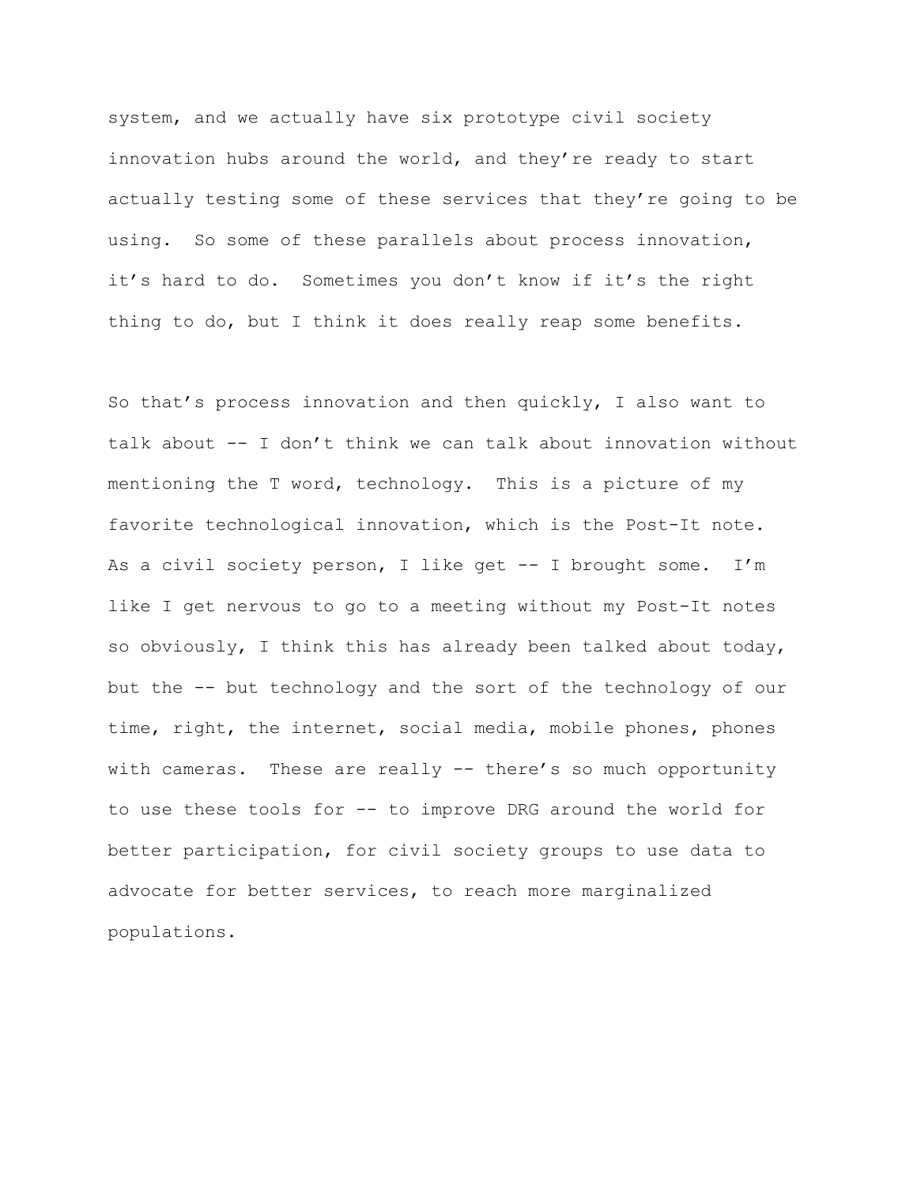system, and we actually have six prototype civil society innovation hubs around the world, and they're ready to start actually testing some of these services that they're going to be using. So some of these parallels about process innovation, it's hard to do. Sometimes you don't know if it's the right thing to do, but I think it does really reap some benefits.

So that's process innovation and then quickly, I also want to talk about -- I don't think we can talk about innovation without mentioning the T word, technology. This is a picture of my favorite technological innovation, which is the Post-It note. As a civil society person, I like get -- I brought some. I'm like I get nervous to go to a meeting without my Post-It notes so obviously, I think this has already been talked about today, but the -- but technology and the sort of the technology of our time, right, the internet, social media, mobile phones, phones with cameras. These are really -- there's so much opportunity to use these tools for -- to improve DRG around the world for better participation, for civil society groups to use data to advocate for better services, to reach more marginalized populations.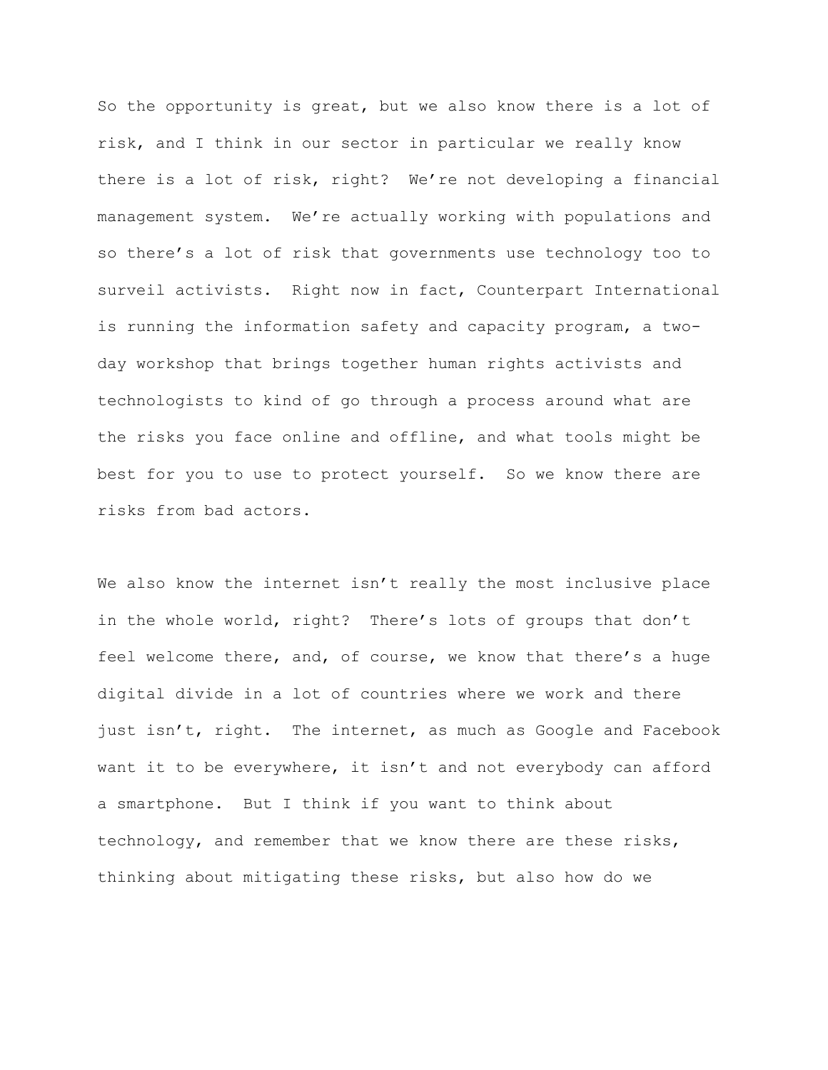So the opportunity is great, but we also know there is a lot of risk, and I think in our sector in particular we really know there is a lot of risk, right? We're not developing a financial management system. We're actually working with populations and so there's a lot of risk that governments use technology too to surveil activists. Right now in fact, Counterpart International is running the information safety and capacity program, a two-day workshop that brings together human rights activists and technologists to kind of go through a process around what are the risks you face online and offline, and what tools might be best for you to use to protect yourself. So we know there are risks from bad actors.

We also know the internet isn't really the most inclusive place in the whole world, right? There's lots of groups that don't feel welcome there, and, of course, we know that there's a huge digital divide in a lot of countries where we work and there just isn't, right. The internet, as much as Google and Facebook want it to be everywhere, it isn't and not everybody can afford a smartphone. But I think if you want to think about technology, and remember that we know there are these risks, thinking about mitigating these risks, but also how do we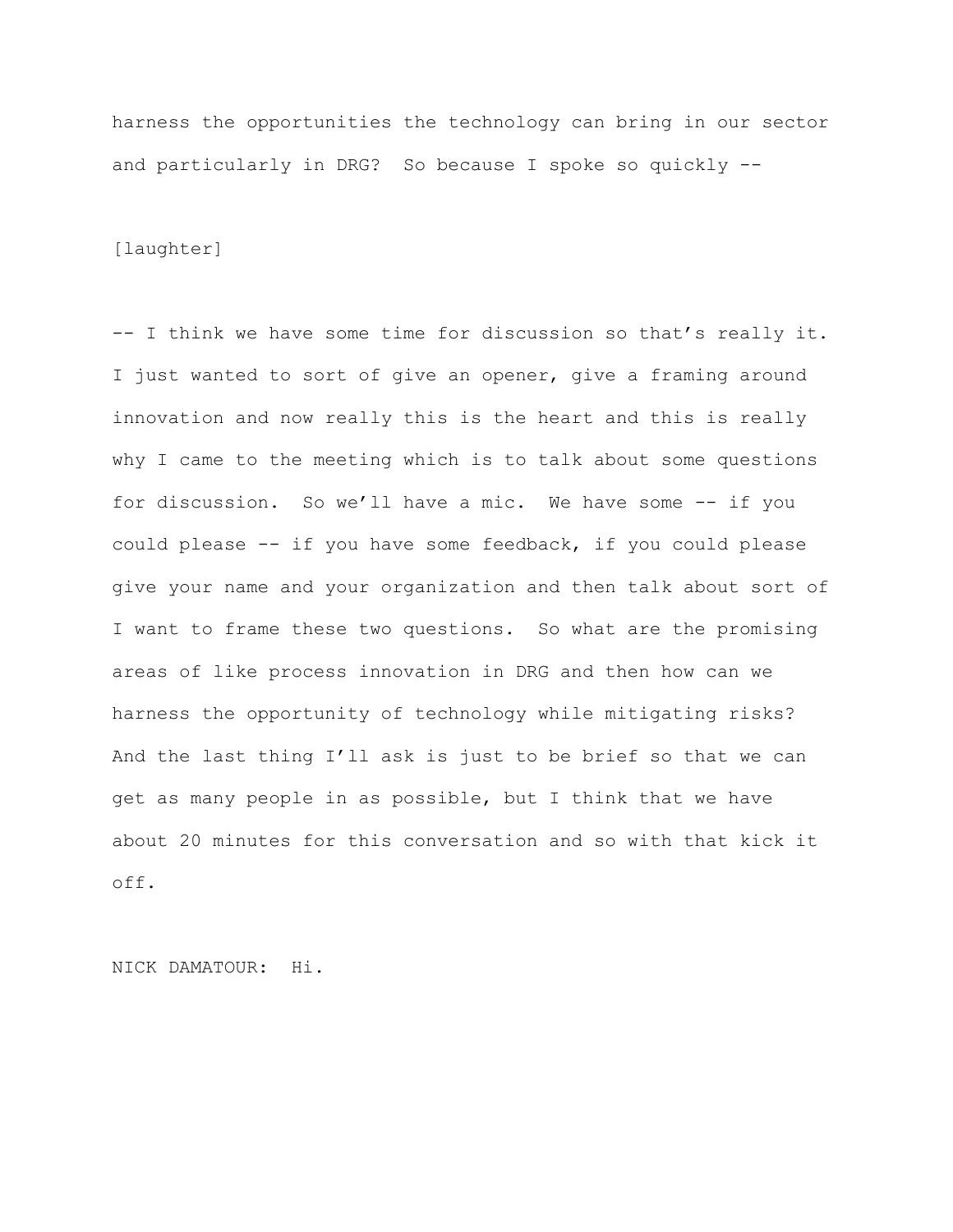harness the opportunities the technology can bring in our sector and particularly in DRG? So because I spoke so quickly --

[laughter]

-- I think we have some time for discussion so that's really it. I just wanted to sort of give an opener, give a framing around innovation and now really this is the heart and this is really why I came to the meeting which is to talk about some questions for discussion. So we'll have a mic. We have some -- if you could please -- if you have some feedback, if you could please give your name and your organization and then talk about sort of I want to frame these two questions. So what are the promising areas of like process innovation in DRG and then how can we harness the opportunity of technology while mitigating risks? And the last thing I'll ask is just to be brief so that we can get as many people in as possible, but I think that we have about 20 minutes for this conversation and so with that kick it off.

NICK DAMATOUR: Hi.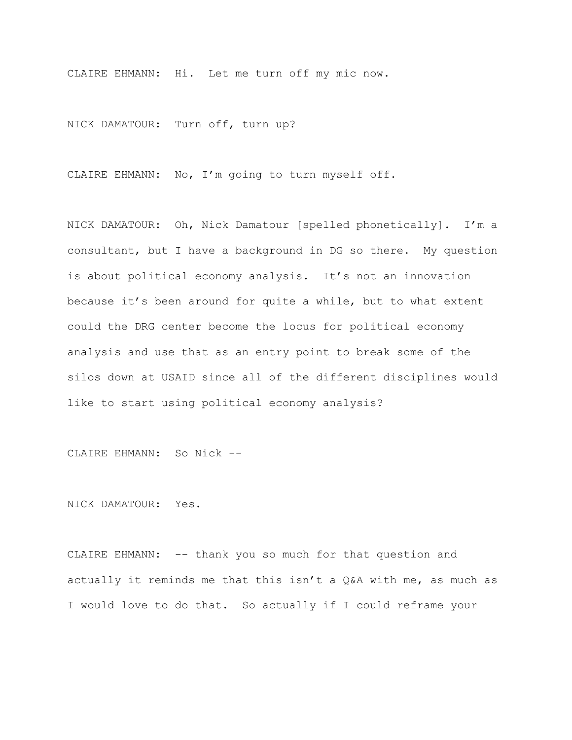CLAIRE EHMANN: Hi. Let me turn off my mic now.

NICK DAMATOUR: Turn off, turn up?

CLAIRE EHMANN: No, I'm going to turn myself off.

NICK DAMATOUR: Oh, Nick Damatour [spelled phonetically]. I'm a consultant, but I have a background in DG so there. My question is about political economy analysis. It's not an innovation because it's been around for quite a while, but to what extent could the DRG center become the locus for political economy analysis and use that as an entry point to break some of the silos down at USAID since all of the different disciplines would like to start using political economy analysis?

CLAIRE EHMANN: So Nick --

NICK DAMATOUR: Yes.

CLAIRE EHMANN: -- thank you so much for that question and actually it reminds me that this isn't a Q&A with me, as much as I would love to do that. So actually if I could reframe your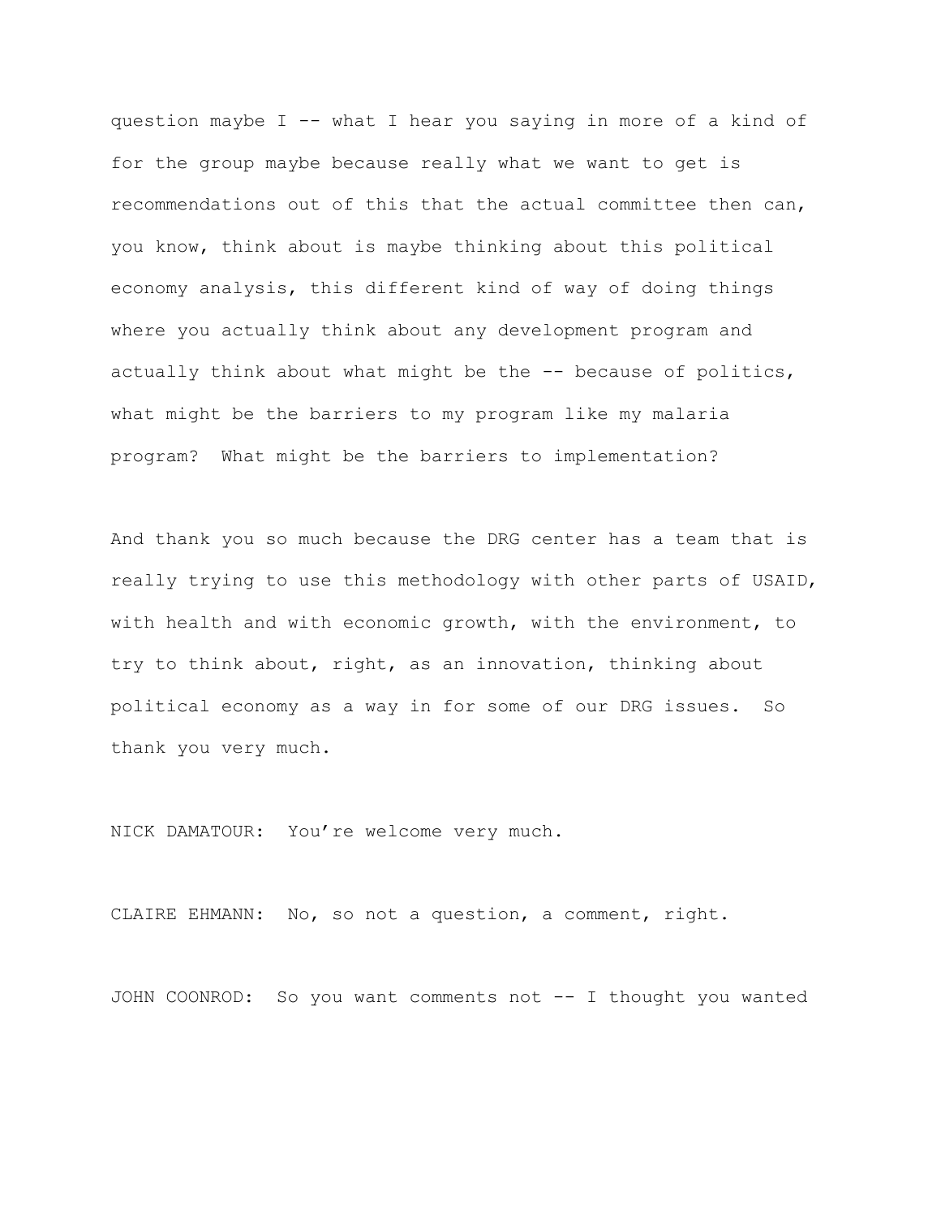question maybe I -- what I hear you saying in more of a kind of for the group maybe because really what we want to get is recommendations out of this that the actual committee then can, you know, think about is maybe thinking about this political economy analysis, this different kind of way of doing things where you actually think about any development program and actually think about what might be the -- because of politics, what might be the barriers to my program like my malaria program? What might be the barriers to implementation?

And thank you so much because the DRG center has a team that is really trying to use this methodology with other parts of USAID, with health and with economic growth, with the environment, to try to think about, right, as an innovation, thinking about political economy as a way in for some of our DRG issues. So thank you very much.

NICK DAMATOUR: You're welcome very much.

CLAIRE EHMANN: No, so not a question, a comment, right.

JOHN COONROD: So you want comments not -- I thought you wanted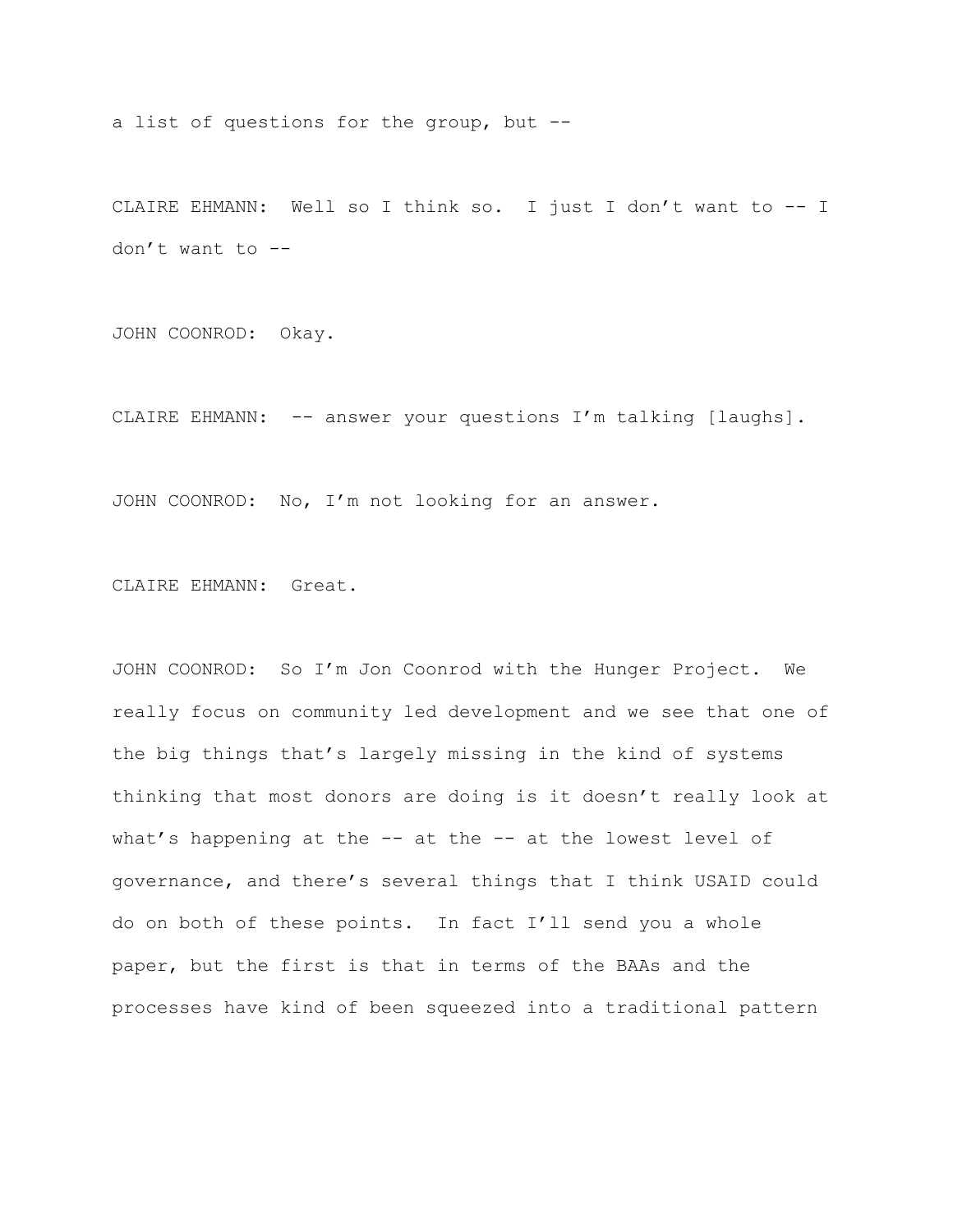a list of questions for the group, but --

CLAIRE EHMANN: Well so I think so. I just I don't want to -- I don't want to --

JOHN COONROD: Okay.

CLAIRE EHMANN: -- answer your questions I'm talking [laughs].

JOHN COONROD: No, I'm not looking for an answer.

CLAIRE EHMANN: Great.

JOHN COONROD: So I'm Jon Coonrod with the Hunger Project. We really focus on community led development and we see that one of the big things that's largely missing in the kind of systems thinking that most donors are doing is it doesn't really look at what's happening at the -- at the -- at the lowest level of governance, and there's several things that I think USAID could do on both of these points. In fact I'll send you a whole paper, but the first is that in terms of the BAAs and the processes have kind of been squeezed into a traditional pattern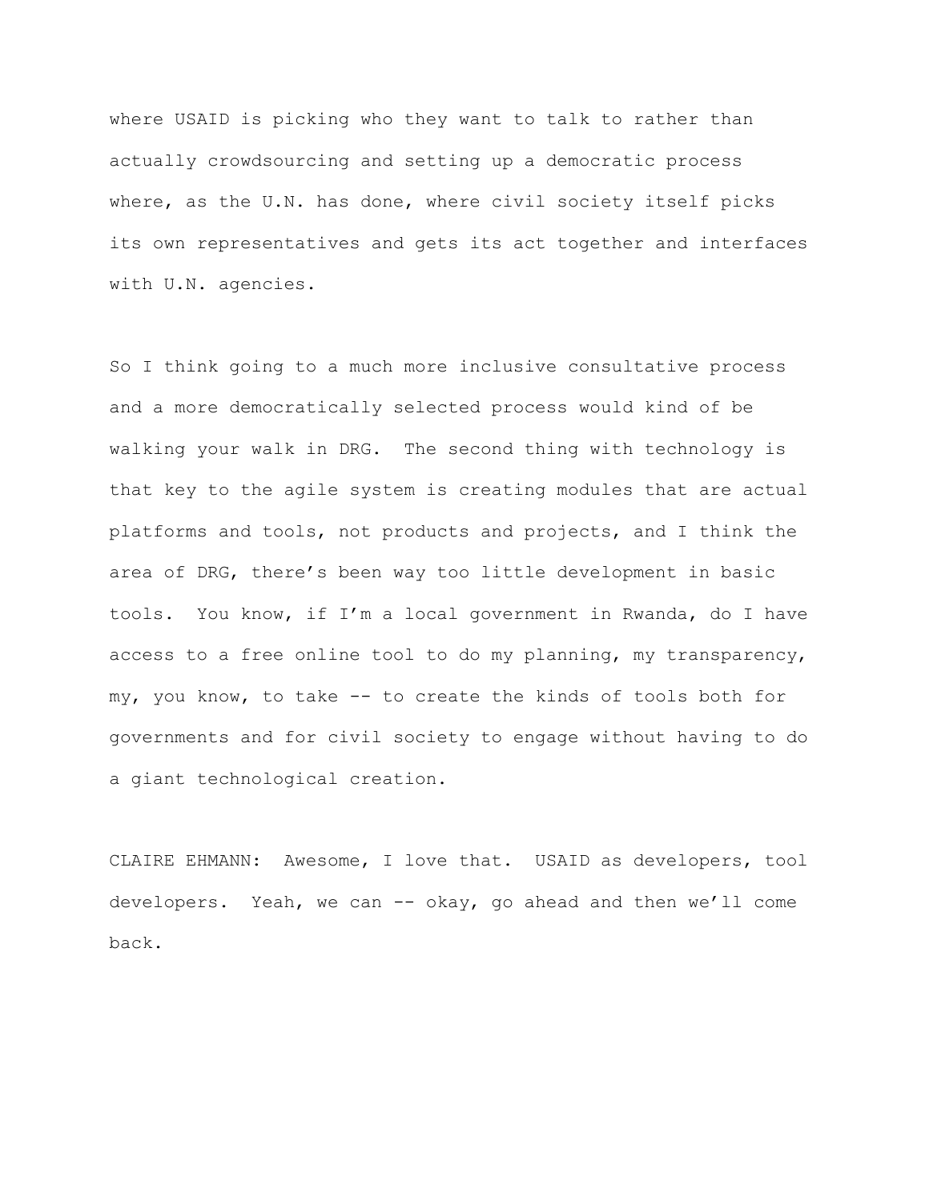where USAID is picking who they want to talk to rather than actually crowdsourcing and setting up a democratic process where, as the U.N. has done, where civil society itself picks its own representatives and gets its act together and interfaces with U.N. agencies.

So I think going to a much more inclusive consultative process and a more democratically selected process would kind of be walking your walk in DRG. The second thing with technology is that key to the agile system is creating modules that are actual platforms and tools, not products and projects, and I think the area of DRG, there's been way too little development in basic tools. You know, if I'm a local government in Rwanda, do I have access to a free online tool to do my planning, my transparency, my, you know, to take -- to create the kinds of tools both for governments and for civil society to engage without having to do a giant technological creation.

CLAIRE EHMANN: Awesome, I love that. USAID as developers, tool developers. Yeah, we can -- okay, go ahead and then we'll come back.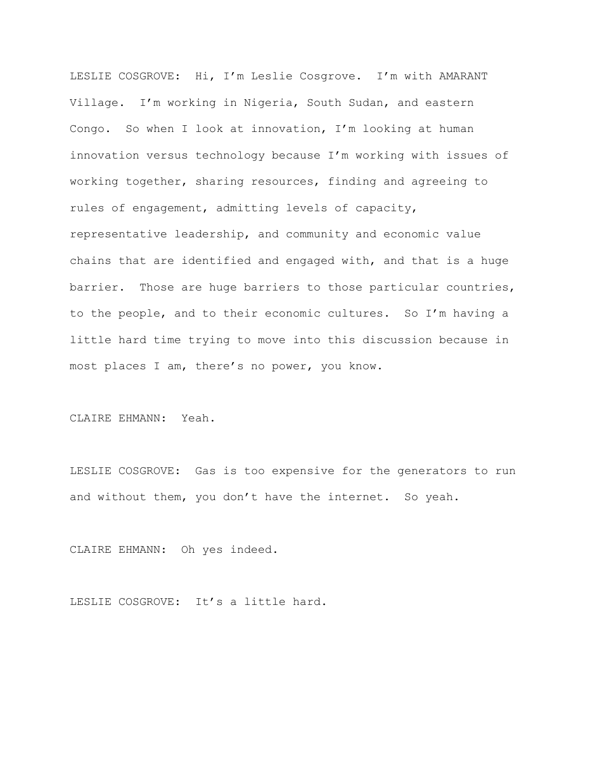LESLIE COSGROVE: Hi, I'm Leslie Cosgrove. I'm with AMARANT Village. I'm working in Nigeria, South Sudan, and eastern Congo. So when I look at innovation, I'm looking at human innovation versus technology because I'm working with issues of working together, sharing resources, finding and agreeing to rules of engagement, admitting levels of capacity, representative leadership, and community and economic value chains that are identified and engaged with, and that is a huge barrier. Those are huge barriers to those particular countries, to the people, and to their economic cultures. So I'm having a little hard time trying to move into this discussion because in most places I am, there's no power, you know.

CLAIRE EHMANN: Yeah.

LESLIE COSGROVE: Gas is too expensive for the generators to run and without them, you don't have the internet. So yeah.

CLAIRE EHMANN: Oh yes indeed.

LESLIE COSGROVE: It's a little hard.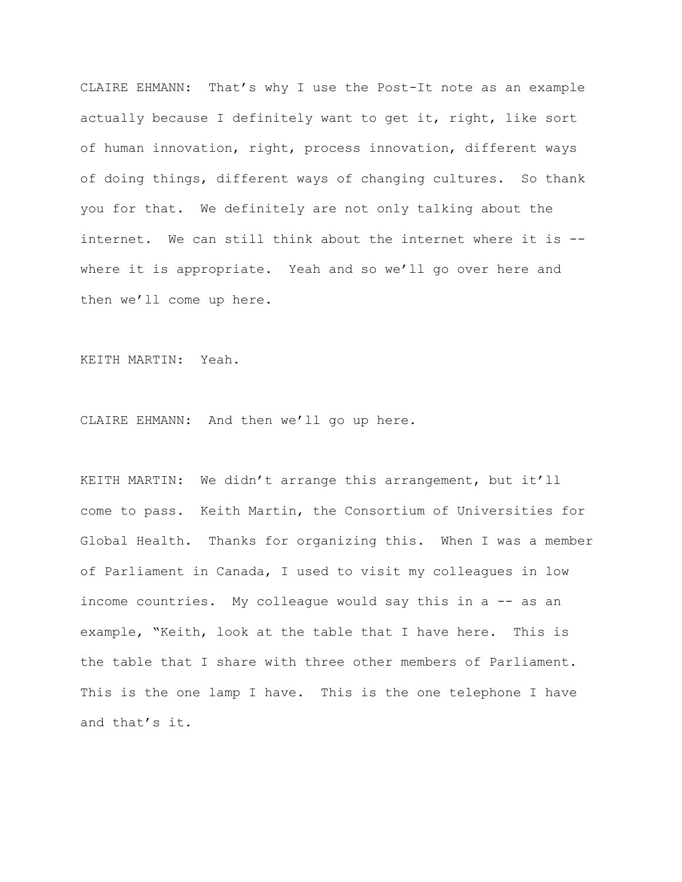CLAIRE EHMANN: That's why I use the Post-It note as an example actually because I definitely want to get it, right, like sort of human innovation, right, process innovation, different ways of doing things, different ways of changing cultures. So thank you for that. We definitely are not only talking about the internet. We can still think about the internet where it is -- where it is appropriate. Yeah and so we'll go over here and then we'll come up here.

KEITH MARTIN: Yeah.

CLAIRE EHMANN: And then we'll go up here.

KEITH MARTIN: We didn't arrange this arrangement, but it'll come to pass. Keith Martin, the Consortium of Universities for Global Health. Thanks for organizing this. When I was a member of Parliament in Canada, I used to visit my colleagues in low income countries. My colleague would say this in a -- as an example, "Keith, look at the table that I have here. This is the table that I share with three other members of Parliament. This is the one lamp I have. This is the one telephone I have and that's it.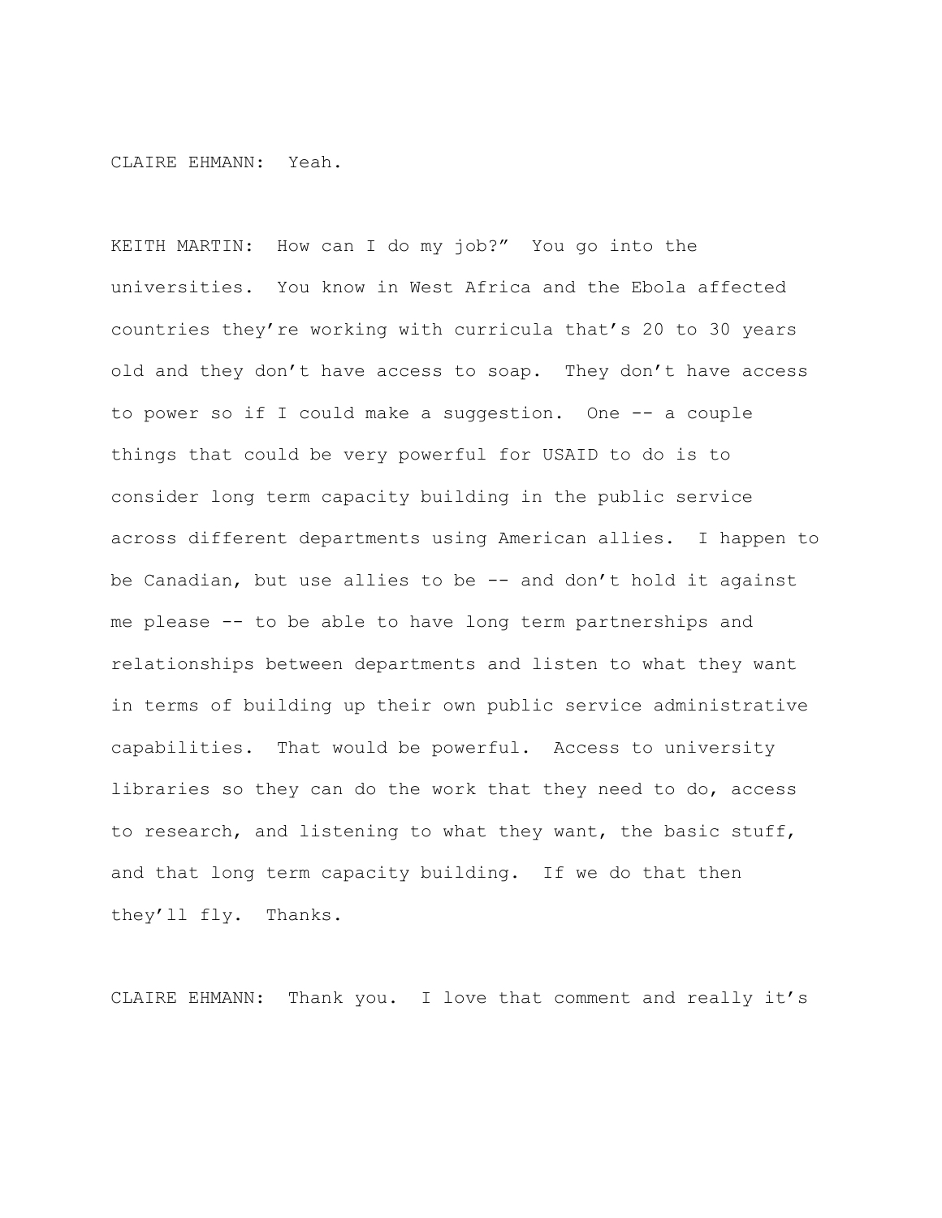CLAIRE EHMANN: Yeah.

KEITH MARTIN: How can I do my job?" You go into the universities. You know in West Africa and the Ebola affected countries they're working with curricula that's 20 to 30 years old and they don't have access to soap. They don't have access to power so if I could make a suggestion. One -- a couple things that could be very powerful for USAID to do is to consider long term capacity building in the public service across different departments using American allies. I happen to be Canadian, but use allies to be -- and don't hold it against me please -- to be able to have long term partnerships and relationships between departments and listen to what they want in terms of building up their own public service administrative capabilities. That would be powerful. Access to university libraries so they can do the work that they need to do, access to research, and listening to what they want, the basic stuff, and that long term capacity building. If we do that then they'll fly. Thanks.

CLAIRE EHMANN: Thank you. I love that comment and really it's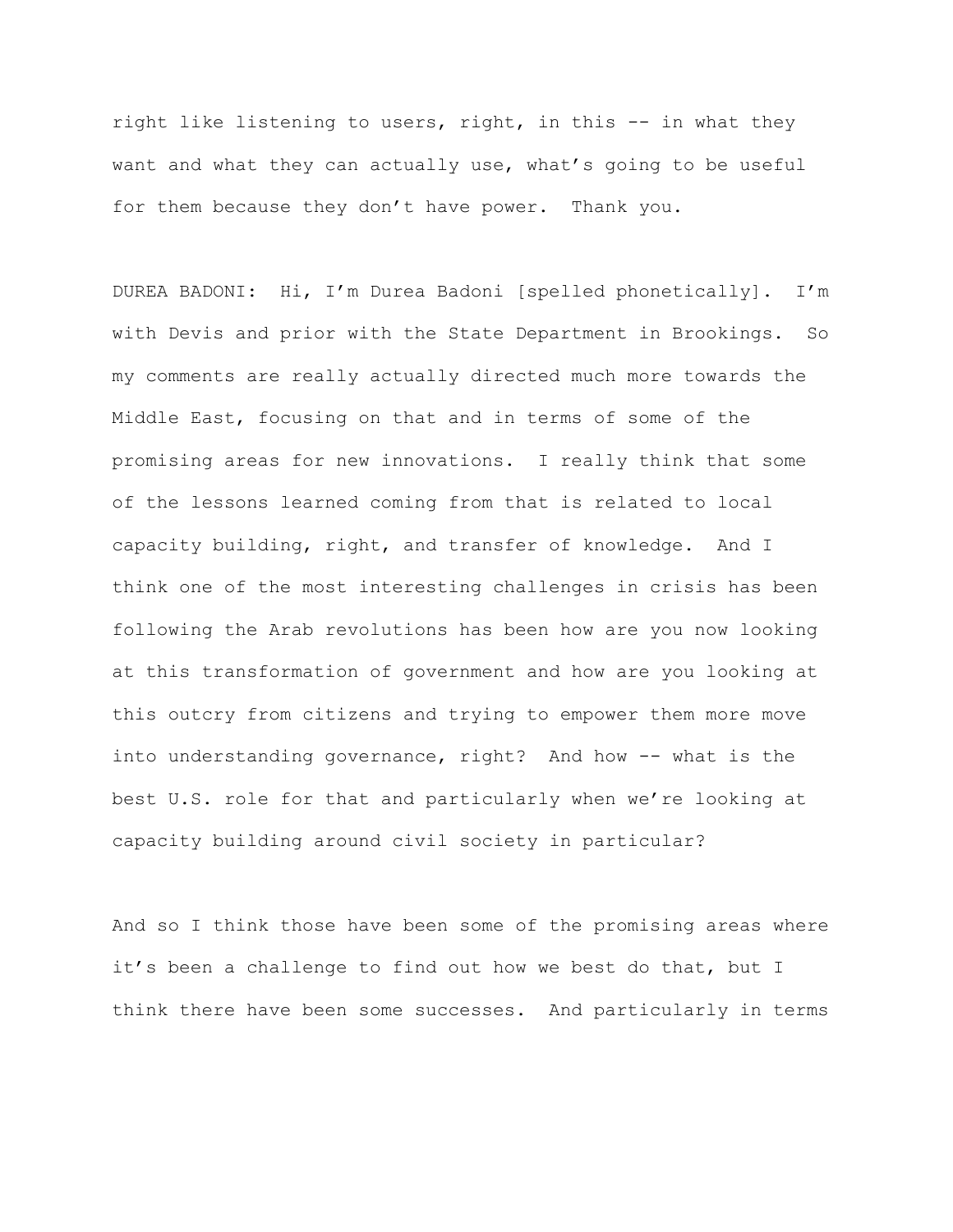right like listening to users, right, in this -- in what they want and what they can actually use, what's going to be useful for them because they don't have power. Thank you.

DUREA BADONI: Hi, I'm Durea Badoni [spelled phonetically]. I'm with Devis and prior with the State Department in Brookings. So my comments are really actually directed much more towards the Middle East, focusing on that and in terms of some of the promising areas for new innovations. I really think that some of the lessons learned coming from that is related to local capacity building, right, and transfer of knowledge. And I think one of the most interesting challenges in crisis has been following the Arab revolutions has been how are you now looking at this transformation of government and how are you looking at this outcry from citizens and trying to empower them more move into understanding governance, right? And how -- what is the best U.S. role for that and particularly when we're looking at capacity building around civil society in particular?

And so I think those have been some of the promising areas where it's been a challenge to find out how we best do that, but I think there have been some successes. And particularly in terms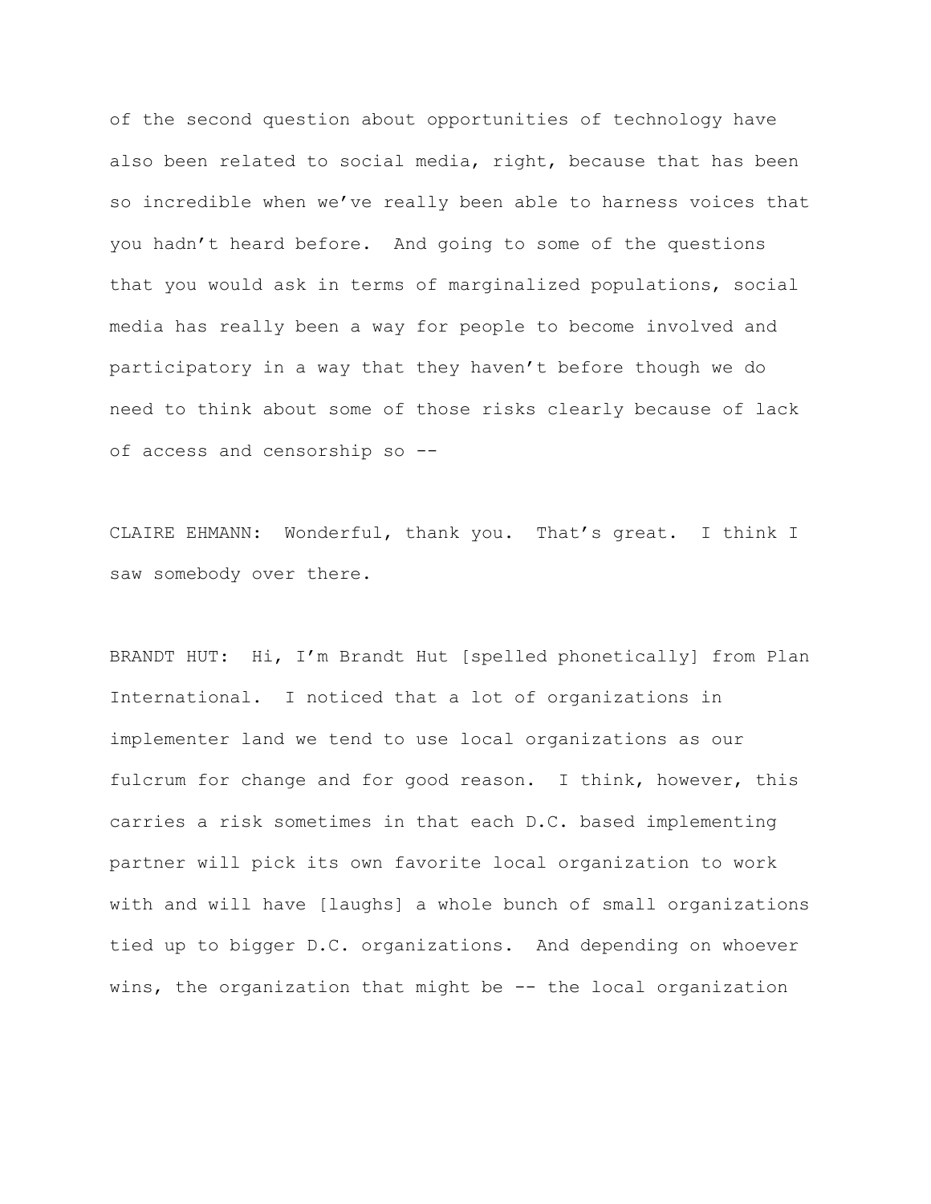of the second question about opportunities of technology have also been related to social media, right, because that has been so incredible when we've really been able to harness voices that you hadn't heard before. And going to some of the questions that you would ask in terms of marginalized populations, social media has really been a way for people to become involved and participatory in a way that they haven't before though we do need to think about some of those risks clearly because of lack of access and censorship so --

CLAIRE EHMANN: Wonderful, thank you. That's great. I think I saw somebody over there.

BRANDT HUT: Hi, I'm Brandt Hut [spelled phonetically] from Plan International. I noticed that a lot of organizations in implementer land we tend to use local organizations as our fulcrum for change and for good reason. I think, however, this carries a risk sometimes in that each D.C. based implementing partner will pick its own favorite local organization to work with and will have [laughs] a whole bunch of small organizations tied up to bigger D.C. organizations. And depending on whoever wins, the organization that might be -- the local organization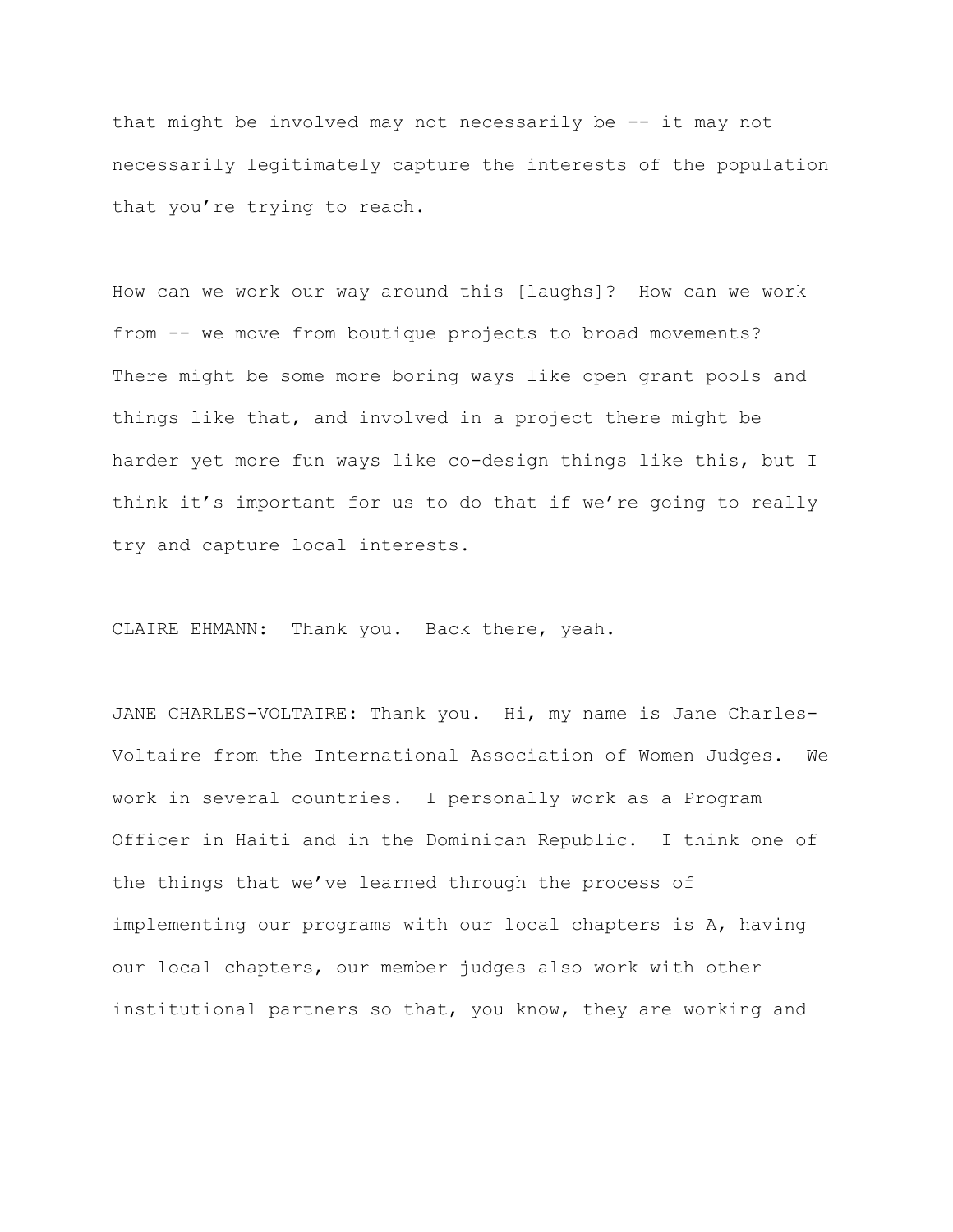that might be involved may not necessarily be -- it may not necessarily legitimately capture the interests of the population that you're trying to reach.

How can we work our way around this [laughs]? How can we work from -- we move from boutique projects to broad movements? There might be some more boring ways like open grant pools and things like that, and involved in a project there might be harder yet more fun ways like co-design things like this, but I think it's important for us to do that if we're going to really try and capture local interests.

CLAIRE EHMANN: Thank you. Back there, yeah.

JANE CHARLES-VOLTAIRE: Thank you. Hi, my name is Jane Charles-Voltaire from the International Association of Women Judges. We work in several countries. I personally work as a Program Officer in Haiti and in the Dominican Republic. I think one of the things that we've learned through the process of implementing our programs with our local chapters is A, having our local chapters, our member judges also work with other institutional partners so that, you know, they are working and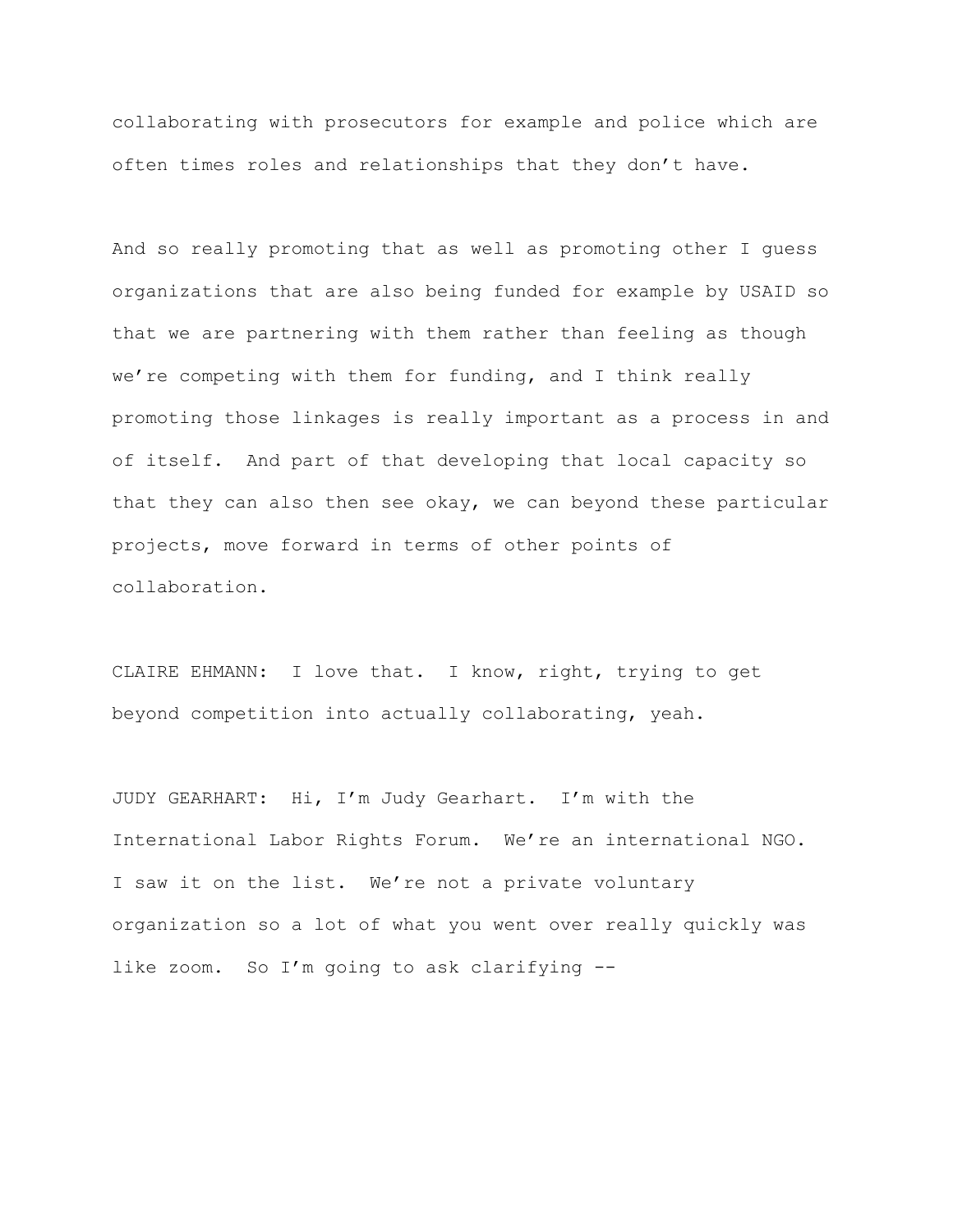collaborating with prosecutors for example and police which are often times roles and relationships that they don't have.

And so really promoting that as well as promoting other I guess organizations that are also being funded for example by USAID so that we are partnering with them rather than feeling as though we're competing with them for funding, and I think really promoting those linkages is really important as a process in and of itself.  And part of that developing that local capacity so that they can also then see okay, we can beyond these particular projects, move forward in terms of other points of collaboration.

CLAIRE EHMANN:  I love that.  I know, right, trying to get beyond competition into actually collaborating, yeah.

JUDY GEARHART:  Hi, I'm Judy Gearhart.  I'm with the International Labor Rights Forum.  We're an international NGO. I saw it on the list.  We're not a private voluntary organization so a lot of what you went over really quickly was like zoom.  So I'm going to ask clarifying --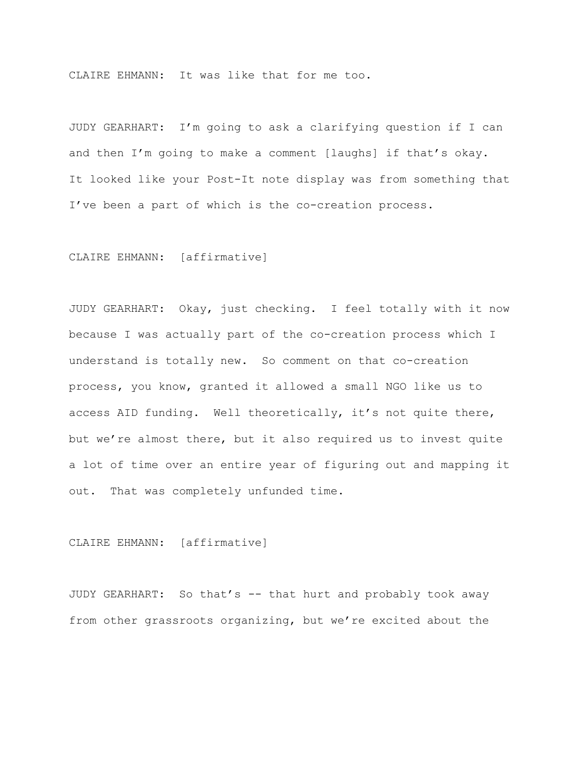CLAIRE EHMANN:  It was like that for me too.

JUDY GEARHART:  I'm going to ask a clarifying question if I can and then I'm going to make a comment [laughs] if that's okay. It looked like your Post-It note display was from something that I've been a part of which is the co-creation process.

CLAIRE EHMANN:  [affirmative]

JUDY GEARHART:  Okay, just checking.  I feel totally with it now because I was actually part of the co-creation process which I understand is totally new.  So comment on that co-creation process, you know, granted it allowed a small NGO like us to access AID funding.  Well theoretically, it's not quite there, but we're almost there, but it also required us to invest quite a lot of time over an entire year of figuring out and mapping it out.  That was completely unfunded time.

CLAIRE EHMANN:  [affirmative]

JUDY GEARHART:  So that's -- that hurt and probably took away from other grassroots organizing, but we're excited about the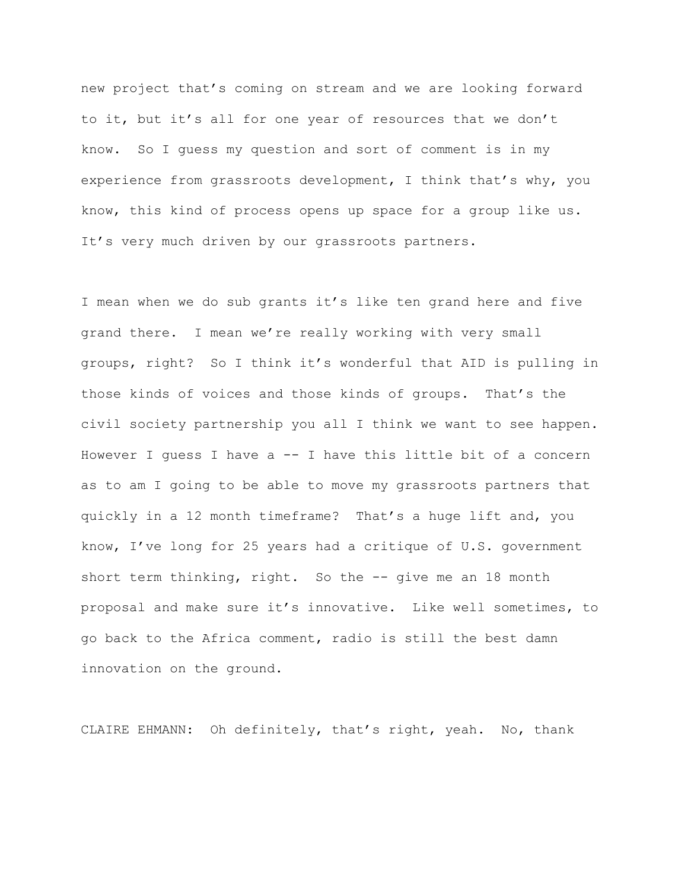new project that’s coming on stream and we are looking forward to it, but it’s all for one year of resources that we don’t know. So I guess my question and sort of comment is in my experience from grassroots development, I think that’s why, you know, this kind of process opens up space for a group like us. It’s very much driven by our grassroots partners.

I mean when we do sub grants it’s like ten grand here and five grand there. I mean we’re really working with very small groups, right? So I think it’s wonderful that AID is pulling in those kinds of voices and those kinds of groups. That’s the civil society partnership you all I think we want to see happen. However I guess I have a -- I have this little bit of a concern as to am I going to be able to move my grassroots partners that quickly in a 12 month timeframe? That’s a huge lift and, you know, I’ve long for 25 years had a critique of U.S. government short term thinking, right. So the -- give me an 18 month proposal and make sure it’s innovative. Like well sometimes, to go back to the Africa comment, radio is still the best damn innovation on the ground.

CLAIRE EHMANN: Oh definitely, that’s right, yeah. No, thank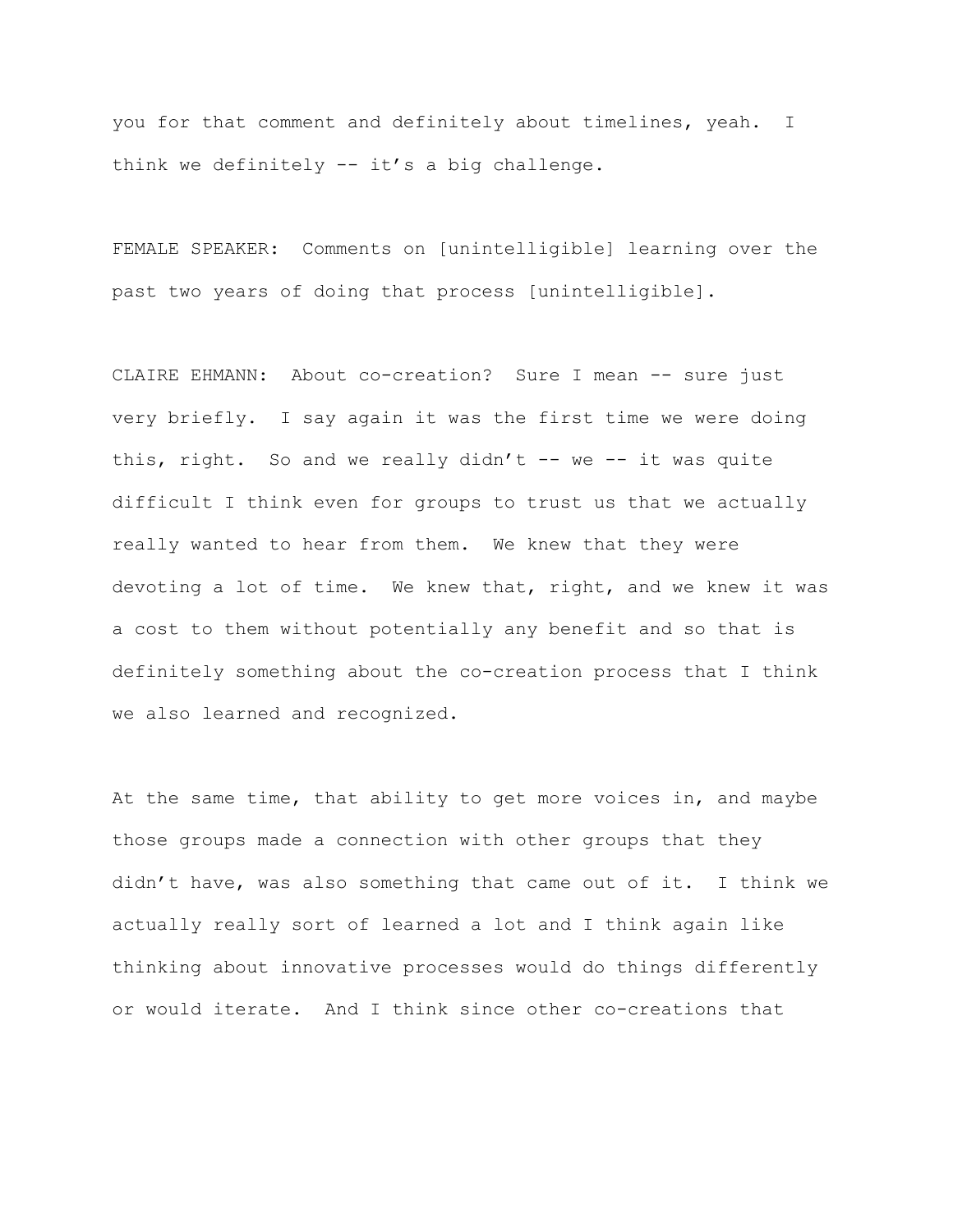you for that comment and definitely about timelines, yeah. I think we definitely -- it's a big challenge.

FEMALE SPEAKER: Comments on [unintelligible] learning over the past two years of doing that process [unintelligible].

CLAIRE EHMANN: About co-creation? Sure I mean -- sure just very briefly. I say again it was the first time we were doing this, right. So and we really didn't -- we -- it was quite difficult I think even for groups to trust us that we actually really wanted to hear from them. We knew that they were devoting a lot of time. We knew that, right, and we knew it was a cost to them without potentially any benefit and so that is definitely something about the co-creation process that I think we also learned and recognized.

At the same time, that ability to get more voices in, and maybe those groups made a connection with other groups that they didn't have, was also something that came out of it. I think we actually really sort of learned a lot and I think again like thinking about innovative processes would do things differently or would iterate. And I think since other co-creations that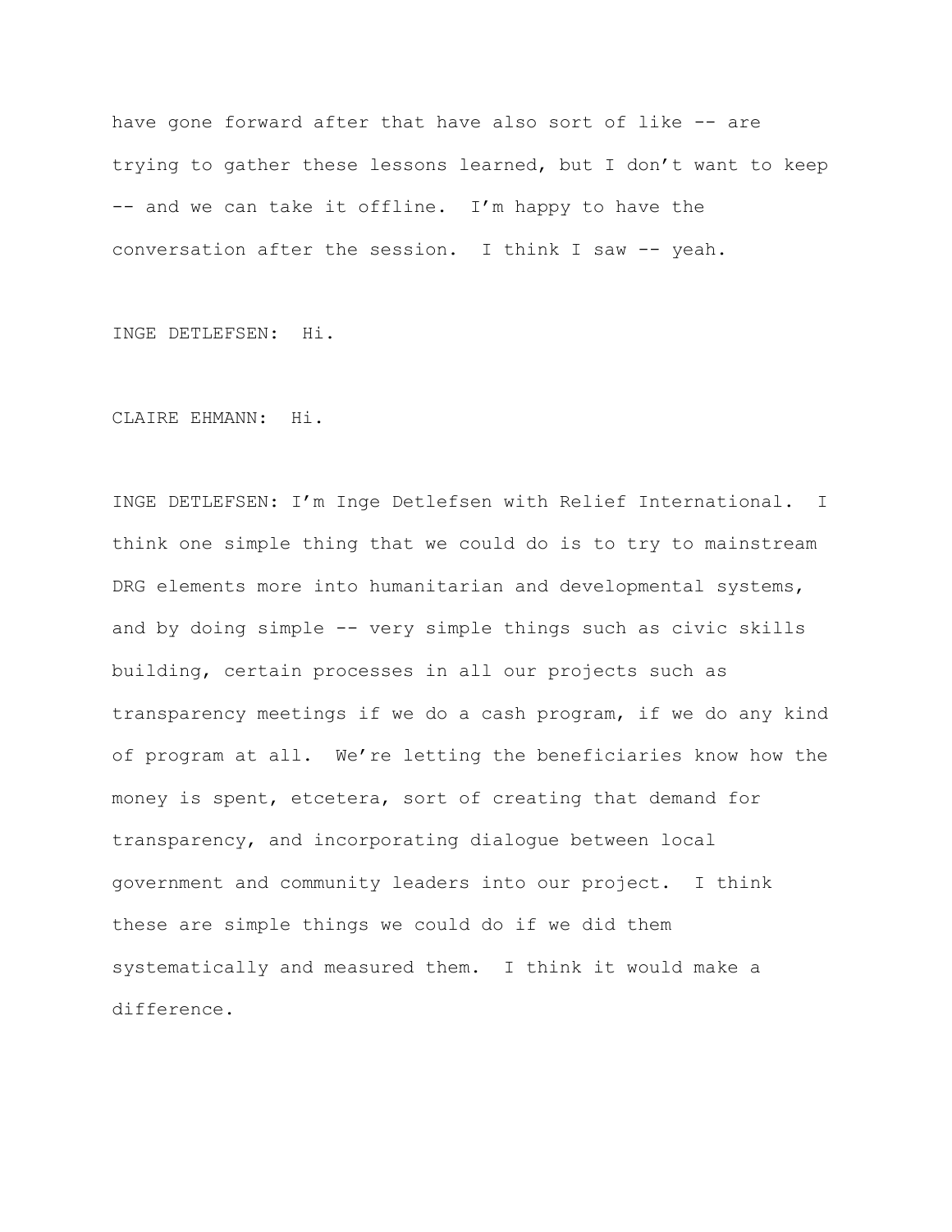have gone forward after that have also sort of like -- are trying to gather these lessons learned, but I don't want to keep -- and we can take it offline. I'm happy to have the conversation after the session. I think I saw -- yeah.

INGE DETLEFSEN: Hi.

CLAIRE EHMANN: Hi.

INGE DETLEFSEN: I'm Inge Detlefsen with Relief International. I think one simple thing that we could do is to try to mainstream DRG elements more into humanitarian and developmental systems, and by doing simple -- very simple things such as civic skills building, certain processes in all our projects such as transparency meetings if we do a cash program, if we do any kind of program at all. We're letting the beneficiaries know how the money is spent, etcetera, sort of creating that demand for transparency, and incorporating dialogue between local government and community leaders into our project. I think these are simple things we could do if we did them systematically and measured them. I think it would make a difference.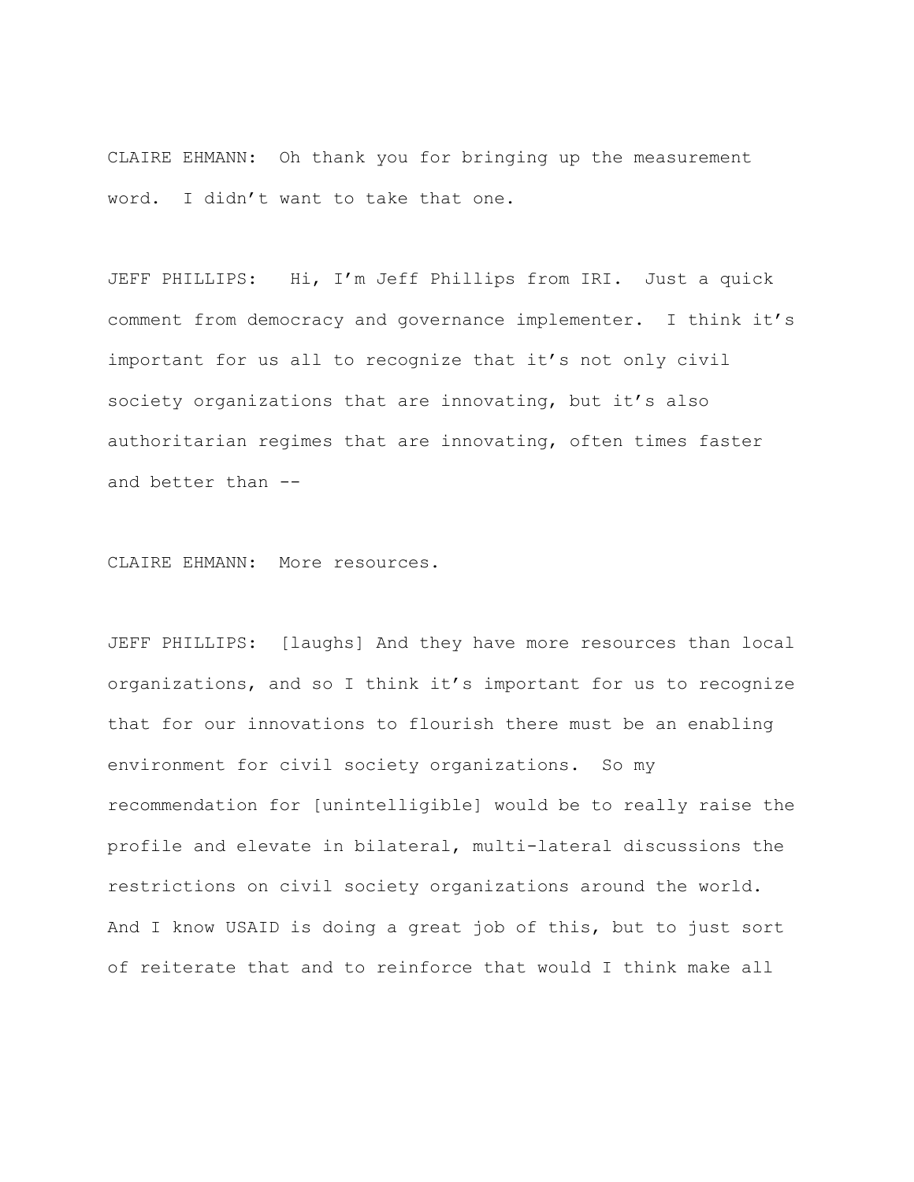CLAIRE EHMANN: Oh thank you for bringing up the measurement word. I didn't want to take that one.

JEFF PHILLIPS: Hi, I'm Jeff Phillips from IRI. Just a quick comment from democracy and governance implementer. I think it's important for us all to recognize that it's not only civil society organizations that are innovating, but it's also authoritarian regimes that are innovating, often times faster and better than --

CLAIRE EHMANN: More resources.

JEFF PHILLIPS: [laughs] And they have more resources than local organizations, and so I think it's important for us to recognize that for our innovations to flourish there must be an enabling environment for civil society organizations. So my recommendation for [unintelligible] would be to really raise the profile and elevate in bilateral, multi-lateral discussions the restrictions on civil society organizations around the world. And I know USAID is doing a great job of this, but to just sort of reiterate that and to reinforce that would I think make all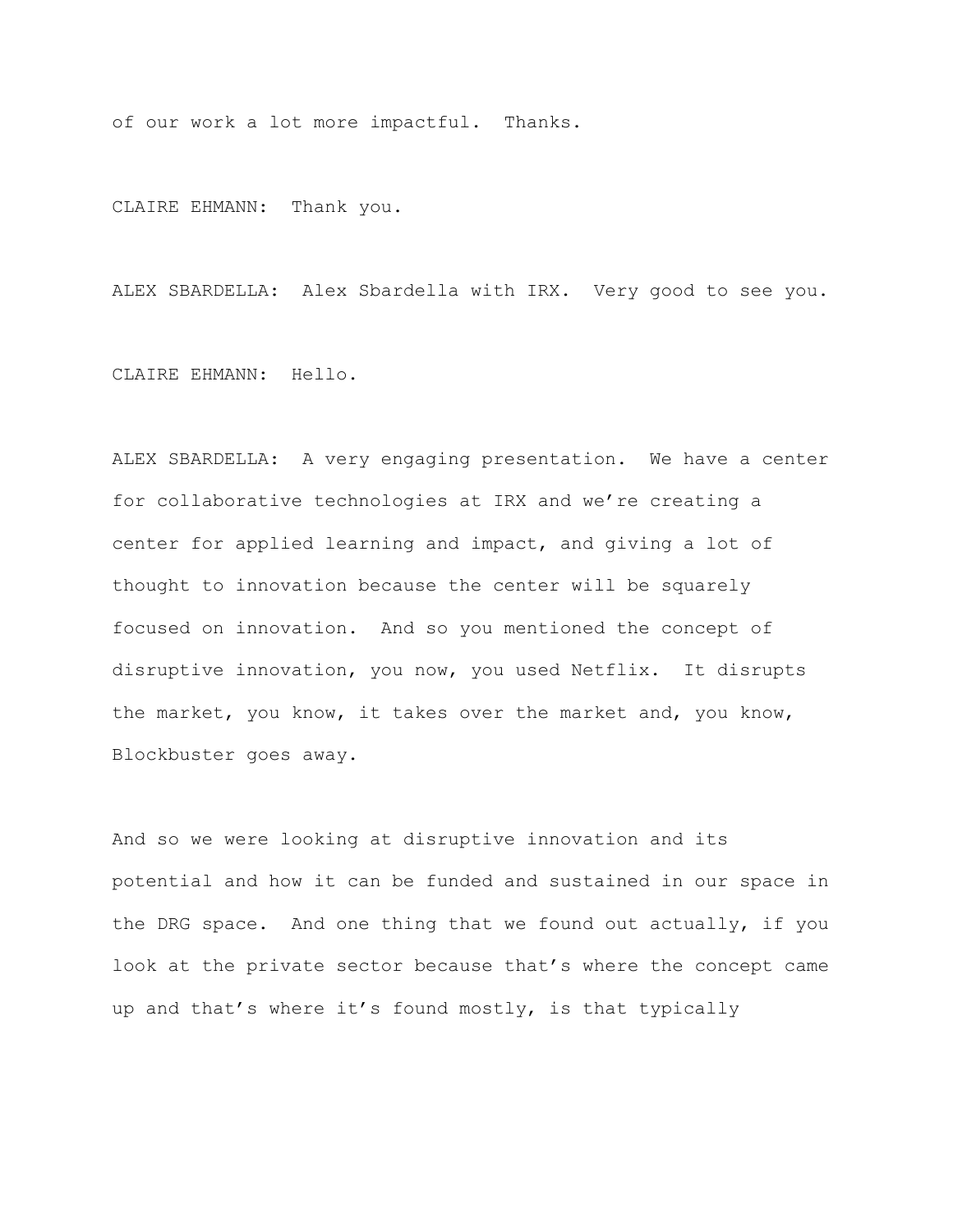of our work a lot more impactful. Thanks.

CLAIRE EHMANN: Thank you.

ALEX SBARDELLA: Alex Sbardella with IRX. Very good to see you.

CLAIRE EHMANN: Hello.

ALEX SBARDELLA: A very engaging presentation. We have a center for collaborative technologies at IRX and we're creating a center for applied learning and impact, and giving a lot of thought to innovation because the center will be squarely focused on innovation. And so you mentioned the concept of disruptive innovation, you now, you used Netflix. It disrupts the market, you know, it takes over the market and, you know, Blockbuster goes away.

And so we were looking at disruptive innovation and its potential and how it can be funded and sustained in our space in the DRG space. And one thing that we found out actually, if you look at the private sector because that's where the concept came up and that's where it's found mostly, is that typically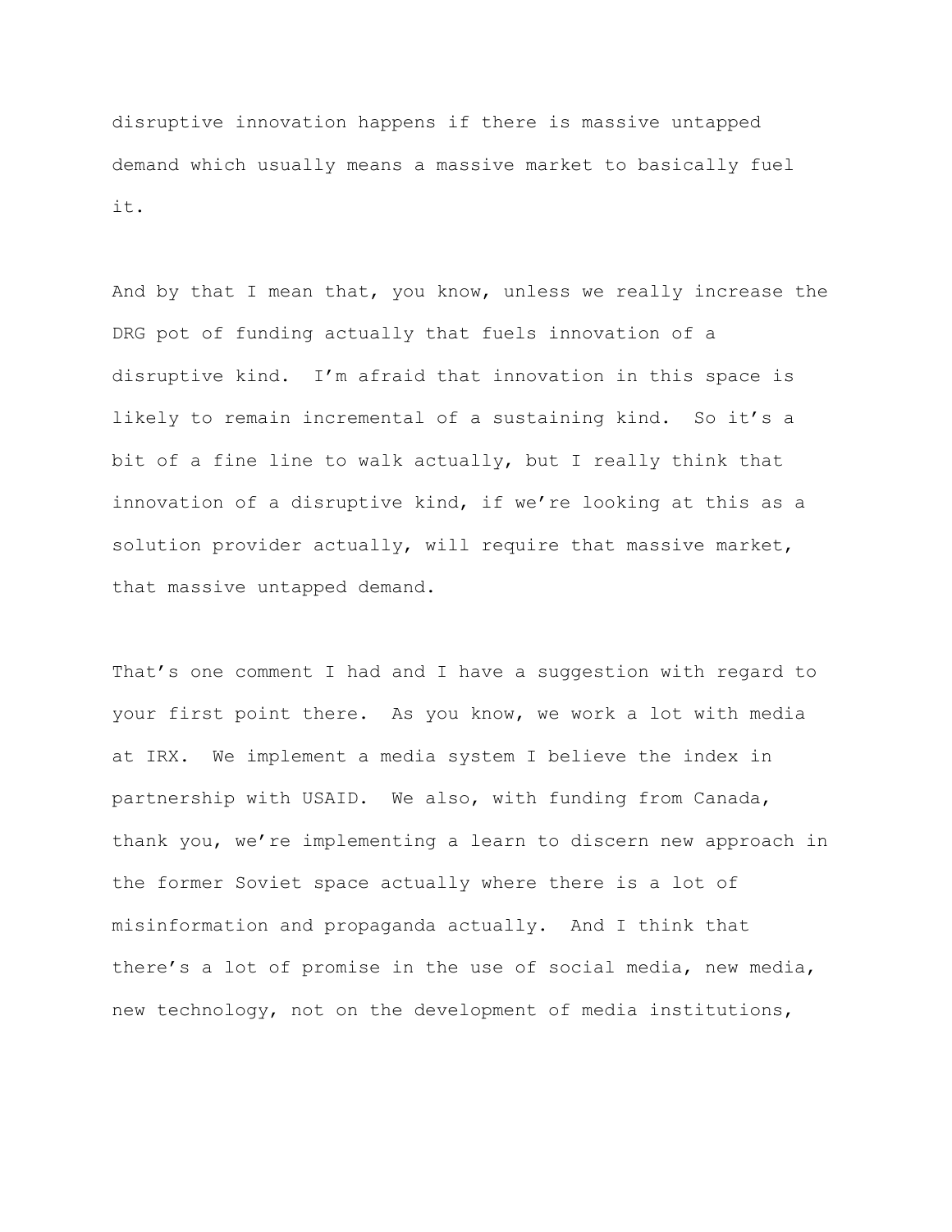disruptive innovation happens if there is massive untapped demand which usually means a massive market to basically fuel it.

And by that I mean that, you know, unless we really increase the DRG pot of funding actually that fuels innovation of a disruptive kind. I'm afraid that innovation in this space is likely to remain incremental of a sustaining kind. So it's a bit of a fine line to walk actually, but I really think that innovation of a disruptive kind, if we're looking at this as a solution provider actually, will require that massive market, that massive untapped demand.

That's one comment I had and I have a suggestion with regard to your first point there. As you know, we work a lot with media at IRX. We implement a media system I believe the index in partnership with USAID. We also, with funding from Canada, thank you, we're implementing a learn to discern new approach in the former Soviet space actually where there is a lot of misinformation and propaganda actually. And I think that there's a lot of promise in the use of social media, new media, new technology, not on the development of media institutions,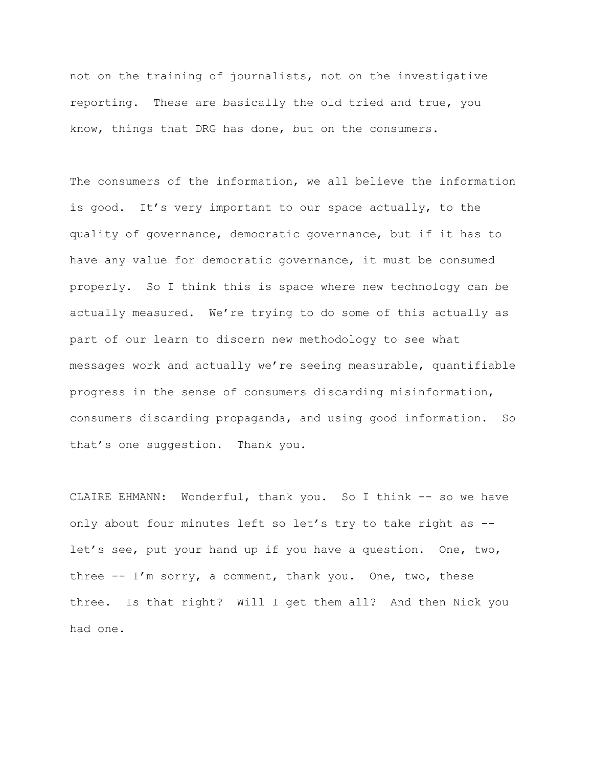not on the training of journalists, not on the investigative reporting. These are basically the old tried and true, you know, things that DRG has done, but on the consumers.

The consumers of the information, we all believe the information is good. It's very important to our space actually, to the quality of governance, democratic governance, but if it has to have any value for democratic governance, it must be consumed properly. So I think this is space where new technology can be actually measured. We're trying to do some of this actually as part of our learn to discern new methodology to see what messages work and actually we're seeing measurable, quantifiable progress in the sense of consumers discarding misinformation, consumers discarding propaganda, and using good information. So that's one suggestion. Thank you.

CLAIRE EHMANN: Wonderful, thank you. So I think -- so we have only about four minutes left so let's try to take right as -- let's see, put your hand up if you have a question. One, two, three -- I'm sorry, a comment, thank you. One, two, these three. Is that right? Will I get them all? And then Nick you had one.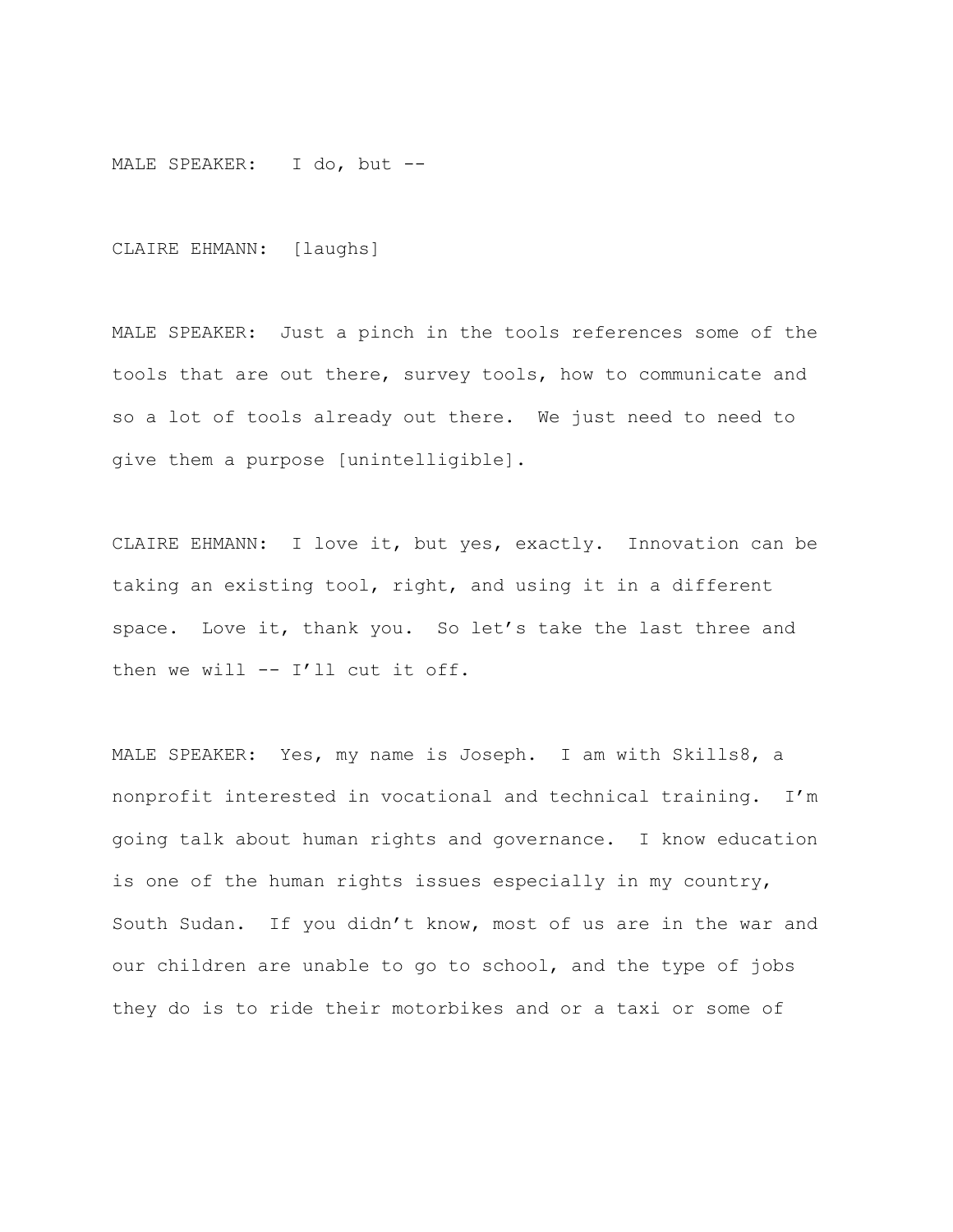MALE SPEAKER:  I do, but --

CLAIRE EHMANN: [laughs]

MALE SPEAKER: Just a pinch in the tools references some of the tools that are out there, survey tools, how to communicate and so a lot of tools already out there. We just need to need to give them a purpose [unintelligible].

CLAIRE EHMANN: I love it, but yes, exactly. Innovation can be taking an existing tool, right, and using it in a different space. Love it, thank you. So let's take the last three and then we will -- I'll cut it off.

MALE SPEAKER: Yes, my name is Joseph. I am with Skills8, a nonprofit interested in vocational and technical training. I'm going talk about human rights and governance. I know education is one of the human rights issues especially in my country, South Sudan. If you didn't know, most of us are in the war and our children are unable to go to school, and the type of jobs they do is to ride their motorbikes and or a taxi or some of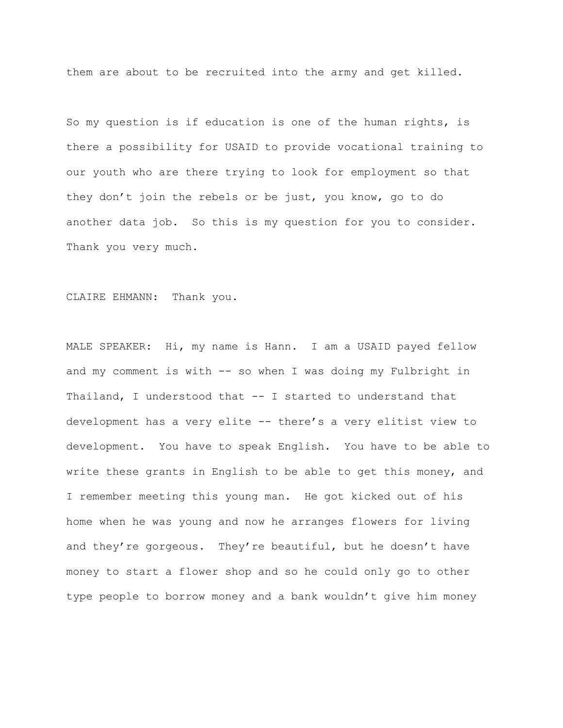them are about to be recruited into the army and get killed.

So my question is if education is one of the human rights, is there a possibility for USAID to provide vocational training to our youth who are there trying to look for employment so that they don't join the rebels or be just, you know, go to do another data job. So this is my question for you to consider. Thank you very much.

CLAIRE EHMANN: Thank you.

MALE SPEAKER: Hi, my name is Hann. I am a USAID payed fellow and my comment is with -- so when I was doing my Fulbright in Thailand, I understood that -- I started to understand that development has a very elite -- there's a very elitist view to development. You have to speak English. You have to be able to write these grants in English to be able to get this money, and I remember meeting this young man. He got kicked out of his home when he was young and now he arranges flowers for living and they're gorgeous. They're beautiful, but he doesn't have money to start a flower shop and so he could only go to other type people to borrow money and a bank wouldn't give him money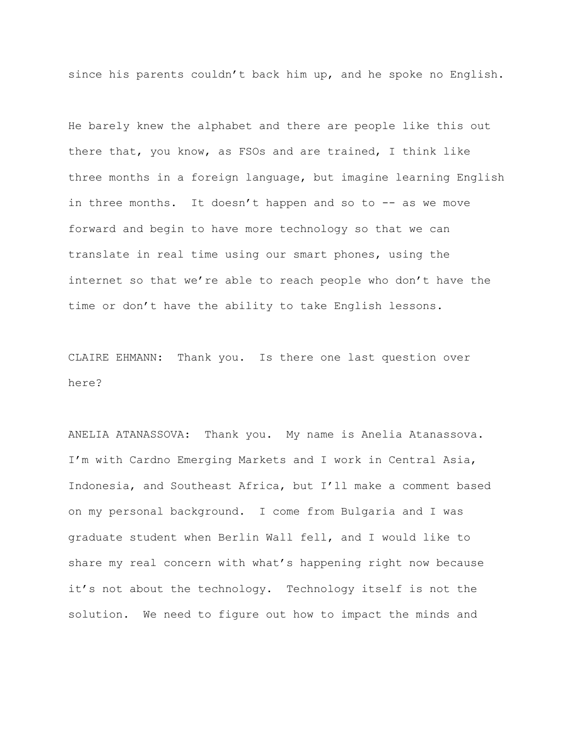since his parents couldn't back him up, and he spoke no English.

He barely knew the alphabet and there are people like this out there that, you know, as FSOs and are trained, I think like three months in a foreign language, but imagine learning English in three months. It doesn't happen and so to -- as we move forward and begin to have more technology so that we can translate in real time using our smart phones, using the internet so that we're able to reach people who don't have the time or don't have the ability to take English lessons.

CLAIRE EHMANN: Thank you. Is there one last question over here?

ANELIA ATANASSOVA: Thank you. My name is Anelia Atanassova. I'm with Cardno Emerging Markets and I work in Central Asia, Indonesia, and Southeast Africa, but I'll make a comment based on my personal background. I come from Bulgaria and I was graduate student when Berlin Wall fell, and I would like to share my real concern with what's happening right now because it's not about the technology. Technology itself is not the solution. We need to figure out how to impact the minds and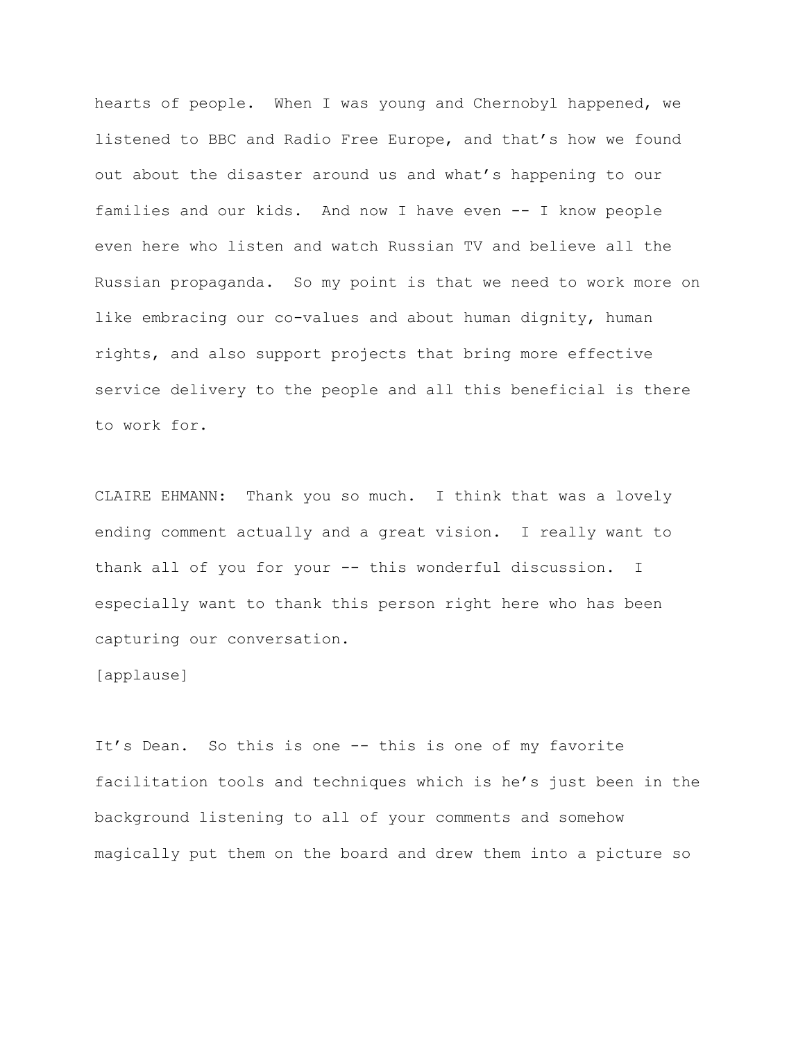hearts of people. When I was young and Chernobyl happened, we listened to BBC and Radio Free Europe, and that's how we found out about the disaster around us and what's happening to our families and our kids. And now I have even -- I know people even here who listen and watch Russian TV and believe all the Russian propaganda. So my point is that we need to work more on like embracing our co-values and about human dignity, human rights, and also support projects that bring more effective service delivery to the people and all this beneficial is there to work for.

CLAIRE EHMANN: Thank you so much. I think that was a lovely ending comment actually and a great vision. I really want to thank all of you for your -- this wonderful discussion. I especially want to thank this person right here who has been capturing our conversation.

[applause]

It's Dean. So this is one -- this is one of my favorite facilitation tools and techniques which is he's just been in the background listening to all of your comments and somehow magically put them on the board and drew them into a picture so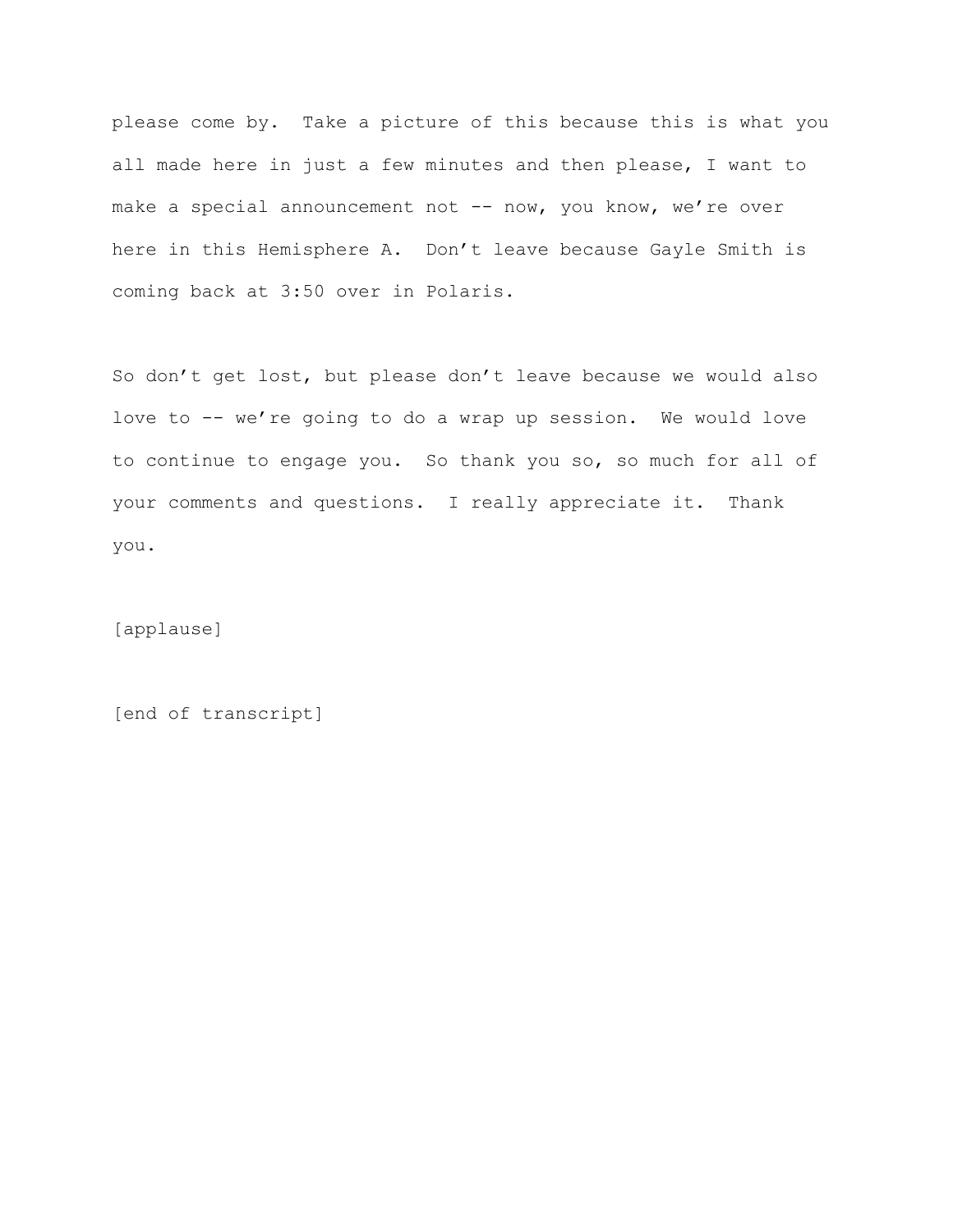please come by.  Take a picture of this because this is what you all made here in just a few minutes and then please, I want to make a special announcement not -- now, you know, we're over here in this Hemisphere A.  Don't leave because Gayle Smith is coming back at 3:50 over in Polaris.

So don't get lost, but please don't leave because we would also love to -- we're going to do a wrap up session.  We would love to continue to engage you.  So thank you so, so much for all of your comments and questions.  I really appreciate it.  Thank you.

[applause]

[end of transcript]